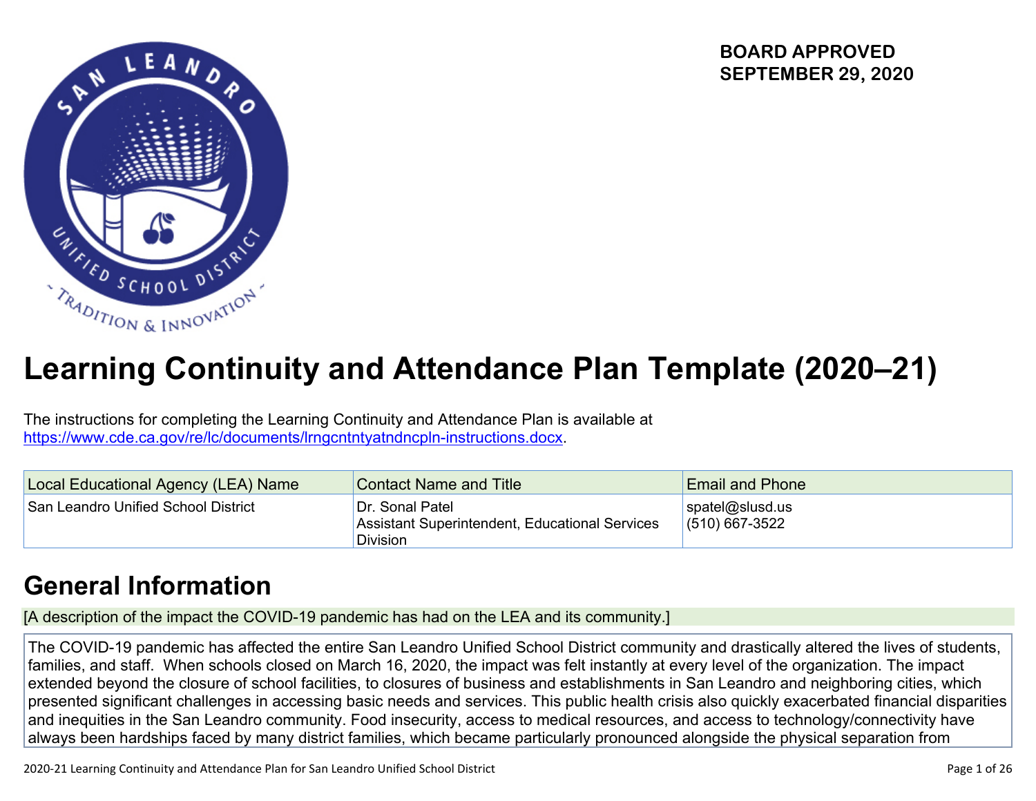**BOARD APPROVED**
**SEPTEMBER 29, 2020**

# Learning Continuity and Attendance Plan Template (2020–21)

The instructions for completing the Learning Continuity and Attendance Plan is available at https://www.cde.ca.gov/re/lc/documents/lrngcntntyatndncpln-instructions.docx.

| Local Educational Agency (LEA) Name | Contact Name and Title | Email and Phone |
|---|---|---|
| San Leandro Unified School District | Dr. Sonal Patel<br>Assistant Superintendent, Educational Services Division | spatel@slusd.us<br>(510) 667-3522 |

## General Information

[A description of the impact the COVID-19 pandemic has had on the LEA and its community.]

The COVID-19 pandemic has affected the entire San Leandro Unified School District community and drastically altered the lives of students, families, and staff. When schools closed on March 16, 2020, the impact was felt instantly at every level of the organization. The impact extended beyond the closure of school facilities, to closures of business and establishments in San Leandro and neighboring cities, which presented significant challenges in accessing basic needs and services. This public health crisis also quickly exacerbated financial disparities and inequities in the San Leandro community. Food insecurity, access to medical resources, and access to technology/connectivity have always been hardships faced by many district families, which became particularly pronounced alongside the physical separation from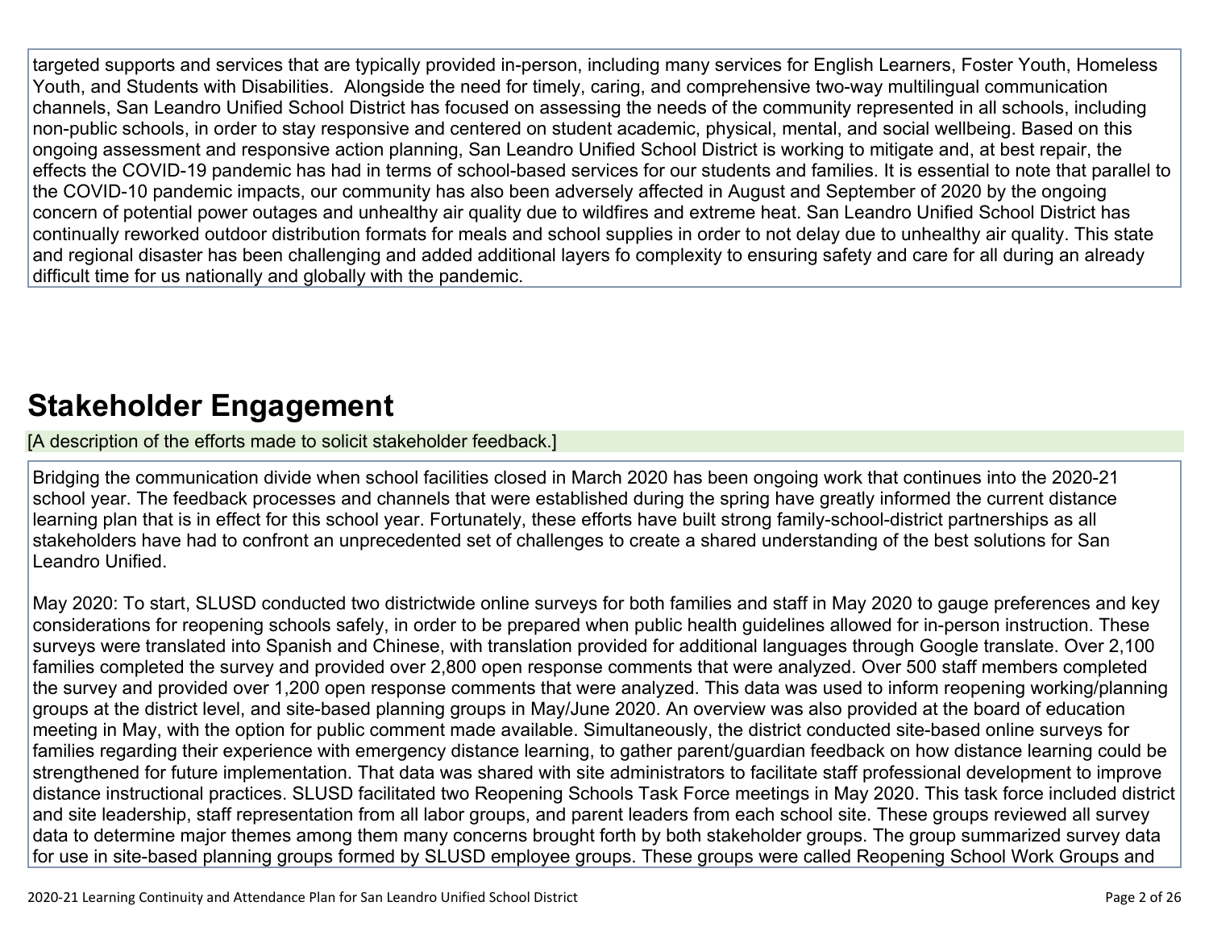targeted supports and services that are typically provided in-person, including many services for English Learners, Foster Youth, Homeless Youth, and Students with Disabilities. Alongside the need for timely, caring, and comprehensive two-way multilingual communication channels, San Leandro Unified School District has focused on assessing the needs of the community represented in all schools, including non-public schools, in order to stay responsive and centered on student academic, physical, mental, and social wellbeing. Based on this ongoing assessment and responsive action planning, San Leandro Unified School District is working to mitigate and, at best repair, the effects the COVID-19 pandemic has had in terms of school-based services for our students and families. It is essential to note that parallel to the COVID-10 pandemic impacts, our community has also been adversely affected in August and September of 2020 by the ongoing concern of potential power outages and unhealthy air quality due to wildfires and extreme heat. San Leandro Unified School District has continually reworked outdoor distribution formats for meals and school supplies in order to not delay due to unhealthy air quality. This state and regional disaster has been challenging and added additional layers fo complexity to ensuring safety and care for all during an already difficult time for us nationally and globally with the pandemic.

## Stakeholder Engagement

[A description of the efforts made to solicit stakeholder feedback.]

Bridging the communication divide when school facilities closed in March 2020 has been ongoing work that continues into the 2020-21 school year. The feedback processes and channels that were established during the spring have greatly informed the current distance learning plan that is in effect for this school year. Fortunately, these efforts have built strong family-school-district partnerships as all stakeholders have had to confront an unprecedented set of challenges to create a shared understanding of the best solutions for San Leandro Unified.

May 2020: To start, SLUSD conducted two districtwide online surveys for both families and staff in May 2020 to gauge preferences and key considerations for reopening schools safely, in order to be prepared when public health guidelines allowed for in-person instruction. These surveys were translated into Spanish and Chinese, with translation provided for additional languages through Google translate. Over 2,100 families completed the survey and provided over 2,800 open response comments that were analyzed. Over 500 staff members completed the survey and provided over 1,200 open response comments that were analyzed. This data was used to inform reopening working/planning groups at the district level, and site-based planning groups in May/June 2020. An overview was also provided at the board of education meeting in May, with the option for public comment made available. Simultaneously, the district conducted site-based online surveys for families regarding their experience with emergency distance learning, to gather parent/guardian feedback on how distance learning could be strengthened for future implementation. That data was shared with site administrators to facilitate staff professional development to improve distance instructional practices. SLUSD facilitated two Reopening Schools Task Force meetings in May 2020. This task force included district and site leadership, staff representation from all labor groups, and parent leaders from each school site. These groups reviewed all survey data to determine major themes among them many concerns brought forth by both stakeholder groups. The group summarized survey data for use in site-based planning groups formed by SLUSD employee groups. These groups were called Reopening School Work Groups and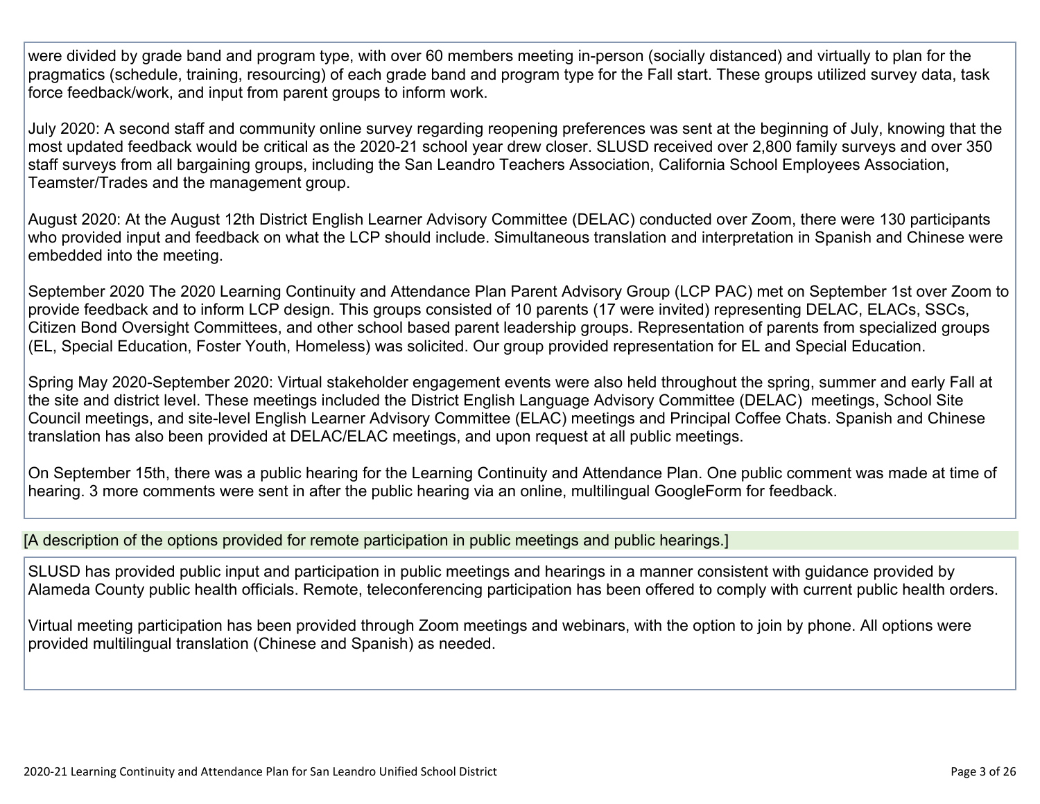were divided by grade band and program type, with over 60 members meeting in-person (socially distanced) and virtually to plan for the pragmatics (schedule, training, resourcing) of each grade band and program type for the Fall start. These groups utilized survey data, task force feedback/work, and input from parent groups to inform work.

July 2020: A second staff and community online survey regarding reopening preferences was sent at the beginning of July, knowing that the most updated feedback would be critical as the 2020-21 school year drew closer. SLUSD received over 2,800 family surveys and over 350 staff surveys from all bargaining groups, including the San Leandro Teachers Association, California School Employees Association, Teamster/Trades and the management group.

August 2020: At the August 12th District English Learner Advisory Committee (DELAC) conducted over Zoom, there were 130 participants who provided input and feedback on what the LCP should include. Simultaneous translation and interpretation in Spanish and Chinese were embedded into the meeting.

September 2020 The 2020 Learning Continuity and Attendance Plan Parent Advisory Group (LCP PAC) met on September 1st over Zoom to provide feedback and to inform LCP design. This groups consisted of 10 parents (17 were invited) representing DELAC, ELACs, SSCs, Citizen Bond Oversight Committees, and other school based parent leadership groups. Representation of parents from specialized groups (EL, Special Education, Foster Youth, Homeless) was solicited. Our group provided representation for EL and Special Education.

Spring May 2020-September 2020: Virtual stakeholder engagement events were also held throughout the spring, summer and early Fall at the site and district level. These meetings included the District English Language Advisory Committee (DELAC) meetings, School Site Council meetings, and site-level English Learner Advisory Committee (ELAC) meetings and Principal Coffee Chats. Spanish and Chinese translation has also been provided at DELAC/ELAC meetings, and upon request at all public meetings.

On September 15th, there was a public hearing for the Learning Continuity and Attendance Plan. One public comment was made at time of hearing. 3 more comments were sent in after the public hearing via an online, multilingual GoogleForm for feedback.

[A description of the options provided for remote participation in public meetings and public hearings.]

SLUSD has provided public input and participation in public meetings and hearings in a manner consistent with guidance provided by Alameda County public health officials. Remote, teleconferencing participation has been offered to comply with current public health orders.

Virtual meeting participation has been provided through Zoom meetings and webinars, with the option to join by phone. All options were provided multilingual translation (Chinese and Spanish) as needed.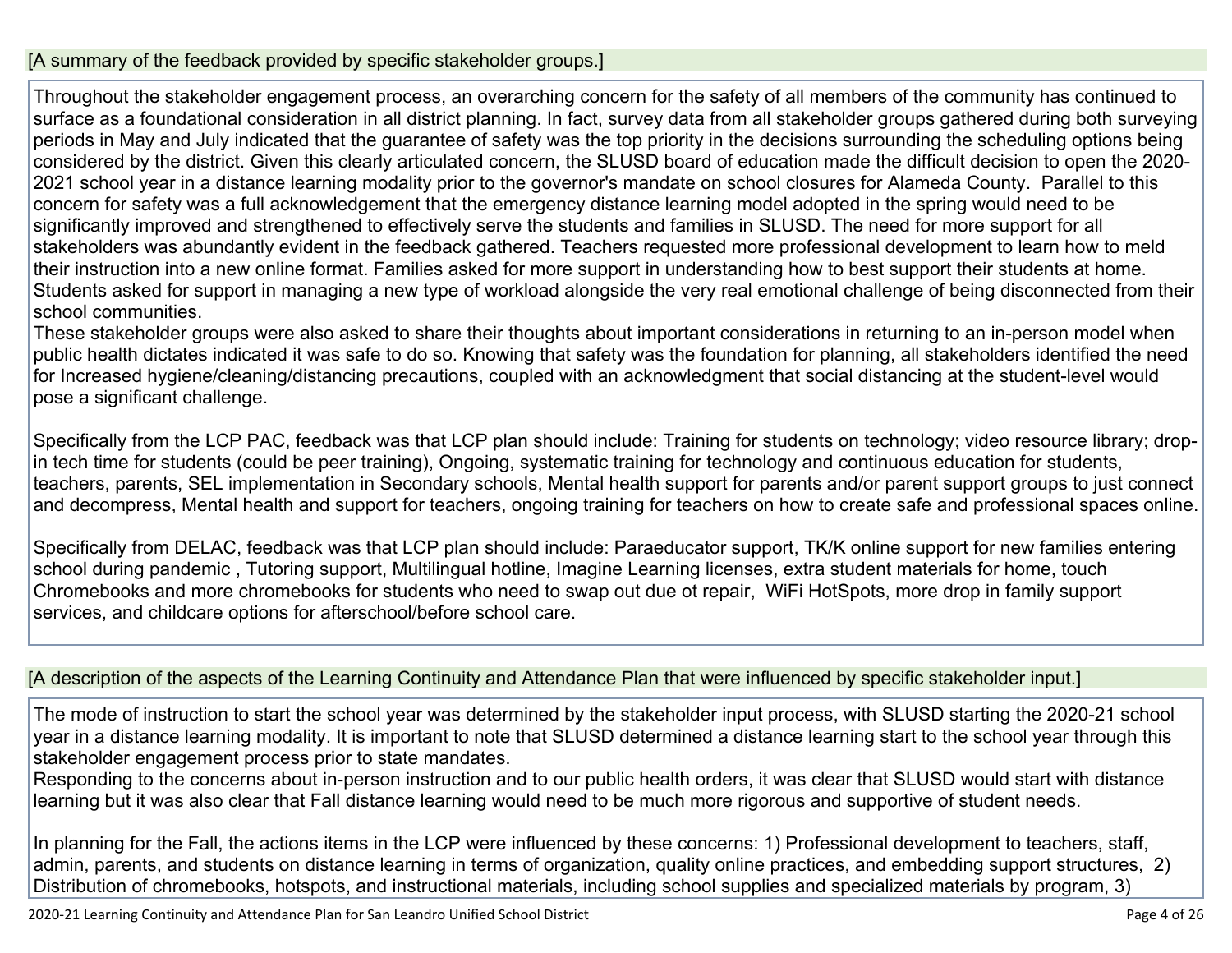[A summary of the feedback provided by specific stakeholder groups.]

Throughout the stakeholder engagement process, an overarching concern for the safety of all members of the community has continued to surface as a foundational consideration in all district planning. In fact, survey data from all stakeholder groups gathered during both surveying periods in May and July indicated that the guarantee of safety was the top priority in the decisions surrounding the scheduling options being considered by the district. Given this clearly articulated concern, the SLUSD board of education made the difficult decision to open the 2020-2021 school year in a distance learning modality prior to the governor's mandate on school closures for Alameda County. Parallel to this concern for safety was a full acknowledgement that the emergency distance learning model adopted in the spring would need to be significantly improved and strengthened to effectively serve the students and families in SLUSD. The need for more support for all stakeholders was abundantly evident in the feedback gathered. Teachers requested more professional development to learn how to meld their instruction into a new online format. Families asked for more support in understanding how to best support their students at home. Students asked for support in managing a new type of workload alongside the very real emotional challenge of being disconnected from their school communities.
These stakeholder groups were also asked to share their thoughts about important considerations in returning to an in-person model when public health dictates indicated it was safe to do so. Knowing that safety was the foundation for planning, all stakeholders identified the need for Increased hygiene/cleaning/distancing precautions, coupled with an acknowledgment that social distancing at the student-level would pose a significant challenge.

Specifically from the LCP PAC, feedback was that LCP plan should include: Training for students on technology; video resource library; drop-in tech time for students (could be peer training), Ongoing, systematic training for technology and continuous education for students, teachers, parents, SEL implementation in Secondary schools, Mental health support for parents and/or parent support groups to just connect and decompress, Mental health and support for teachers, ongoing training for teachers on how to create safe and professional spaces online.

Specifically from DELAC, feedback was that LCP plan should include: Paraeducator support, TK/K online support for new families entering school during pandemic , Tutoring support, Multilingual hotline, Imagine Learning licenses, extra student materials for home, touch Chromebooks and more chromebooks for students who need to swap out due ot repair, WiFi HotSpots, more drop in family support services, and childcare options for afterschool/before school care.

[A description of the aspects of the Learning Continuity and Attendance Plan that were influenced by specific stakeholder input.]

The mode of instruction to start the school year was determined by the stakeholder input process, with SLUSD starting the 2020-21 school year in a distance learning modality. It is important to note that SLUSD determined a distance learning start to the school year through this stakeholder engagement process prior to state mandates.
Responding to the concerns about in-person instruction and to our public health orders, it was clear that SLUSD would start with distance learning but it was also clear that Fall distance learning would need to be much more rigorous and supportive of student needs.

In planning for the Fall, the actions items in the LCP were influenced by these concerns: 1) Professional development to teachers, staff, admin, parents, and students on distance learning in terms of organization, quality online practices, and embedding support structures, 2) Distribution of chromebooks, hotspots, and instructional materials, including school supplies and specialized materials by program, 3)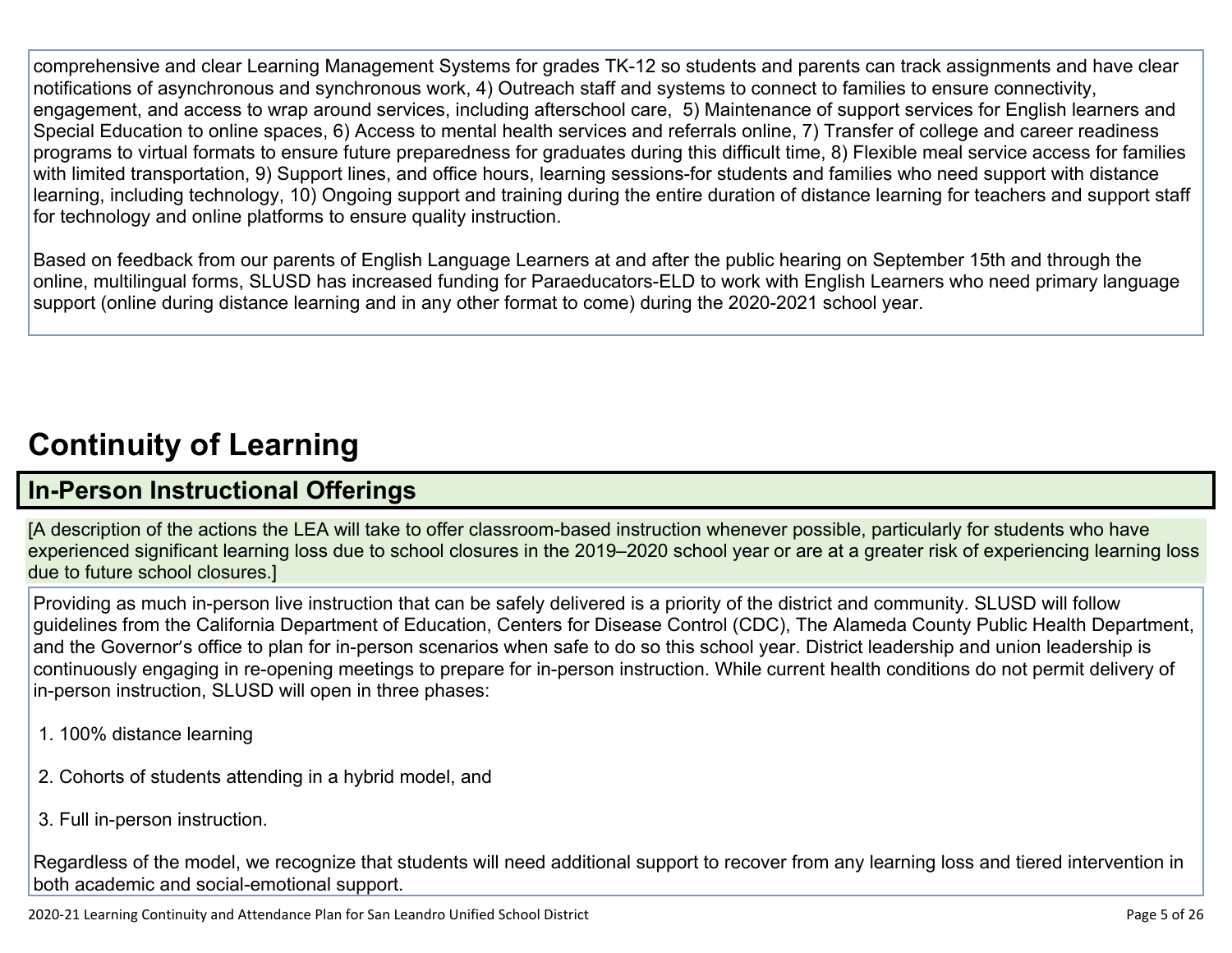comprehensive and clear Learning Management Systems for grades TK-12 so students and parents can track assignments and have clear notifications of asynchronous and synchronous work, 4) Outreach staff and systems to connect to families to ensure connectivity, engagement, and access to wrap around services, including afterschool care, 5) Maintenance of support services for English learners and Special Education to online spaces, 6) Access to mental health services and referrals online, 7) Transfer of college and career readiness programs to virtual formats to ensure future preparedness for graduates during this difficult time, 8) Flexible meal service access for families with limited transportation, 9) Support lines, and office hours, learning sessions-for students and families who need support with distance learning, including technology, 10) Ongoing support and training during the entire duration of distance learning for teachers and support staff for technology and online platforms to ensure quality instruction.

Based on feedback from our parents of English Language Learners at and after the public hearing on September 15th and through the online, multilingual forms, SLUSD has increased funding for Paraeducators-ELD to work with English Learners who need primary language support (online during distance learning and in any other format to come) during the 2020-2021 school year.

# Continuity of Learning

## In-Person Instructional Offerings

[A description of the actions the LEA will take to offer classroom-based instruction whenever possible, particularly for students who have experienced significant learning loss due to school closures in the 2019–2020 school year or are at a greater risk of experiencing learning loss due to future school closures.]

Providing as much in-person live instruction that can be safely delivered is a priority of the district and community. SLUSD will follow guidelines from the California Department of Education, Centers for Disease Control (CDC), The Alameda County Public Health Department, and the Governor's office to plan for in-person scenarios when safe to do so this school year. District leadership and union leadership is continuously engaging in re-opening meetings to prepare for in-person instruction. While current health conditions do not permit delivery of in-person instruction, SLUSD will open in three phases:

1. 100% distance learning
2. Cohorts of students attending in a hybrid model, and
3. Full in-person instruction.

Regardless of the model, we recognize that students will need additional support to recover from any learning loss and tiered intervention in both academic and social-emotional support.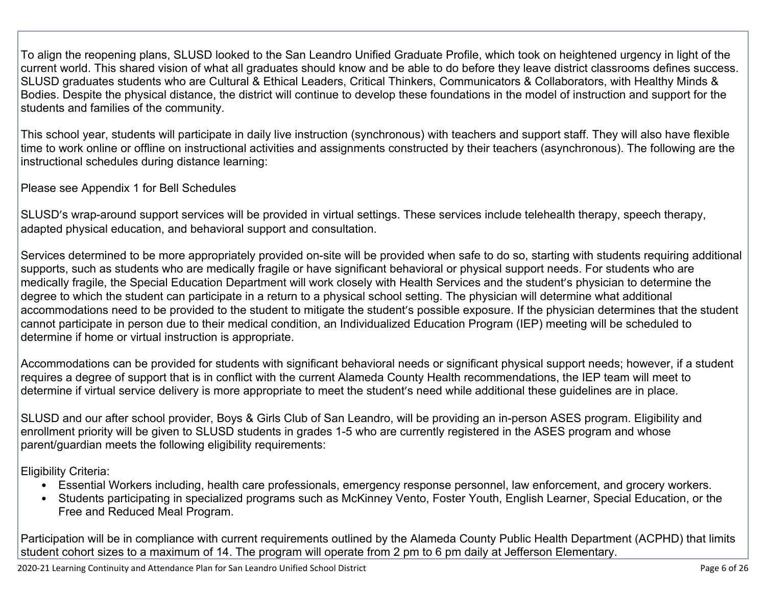To align the reopening plans, SLUSD looked to the San Leandro Unified Graduate Profile, which took on heightened urgency in light of the current world. This shared vision of what all graduates should know and be able to do before they leave district classrooms defines success. SLUSD graduates students who are Cultural & Ethical Leaders, Critical Thinkers, Communicators & Collaborators, with Healthy Minds & Bodies. Despite the physical distance, the district will continue to develop these foundations in the model of instruction and support for the students and families of the community.

This school year, students will participate in daily live instruction (synchronous) with teachers and support staff. They will also have flexible time to work online or offline on instructional activities and assignments constructed by their teachers (asynchronous). The following are the instructional schedules during distance learning:

Please see Appendix 1 for Bell Schedules

SLUSD's wrap-around support services will be provided in virtual settings. These services include telehealth therapy, speech therapy, adapted physical education, and behavioral support and consultation.

Services determined to be more appropriately provided on-site will be provided when safe to do so, starting with students requiring additional supports, such as students who are medically fragile or have significant behavioral or physical support needs. For students who are medically fragile, the Special Education Department will work closely with Health Services and the student's physician to determine the degree to which the student can participate in a return to a physical school setting. The physician will determine what additional accommodations need to be provided to the student to mitigate the student's possible exposure. If the physician determines that the student cannot participate in person due to their medical condition, an Individualized Education Program (IEP) meeting will be scheduled to determine if home or virtual instruction is appropriate.

Accommodations can be provided for students with significant behavioral needs or significant physical support needs; however, if a student requires a degree of support that is in conflict with the current Alameda County Health recommendations, the IEP team will meet to determine if virtual service delivery is more appropriate to meet the student's need while additional these guidelines are in place.

SLUSD and our after school provider, Boys & Girls Club of San Leandro, will be providing an in-person ASES program. Eligibility and enrollment priority will be given to SLUSD students in grades 1-5 who are currently registered in the ASES program and whose parent/guardian meets the following eligibility requirements:

Eligibility Criteria:

- Essential Workers including, health care professionals, emergency response personnel, law enforcement, and grocery workers.
- Students participating in specialized programs such as McKinney Vento, Foster Youth, English Learner, Special Education, or the Free and Reduced Meal Program.

Participation will be in compliance with current requirements outlined by the Alameda County Public Health Department (ACPHD) that limits student cohort sizes to a maximum of 14. The program will operate from 2 pm to 6 pm daily at Jefferson Elementary.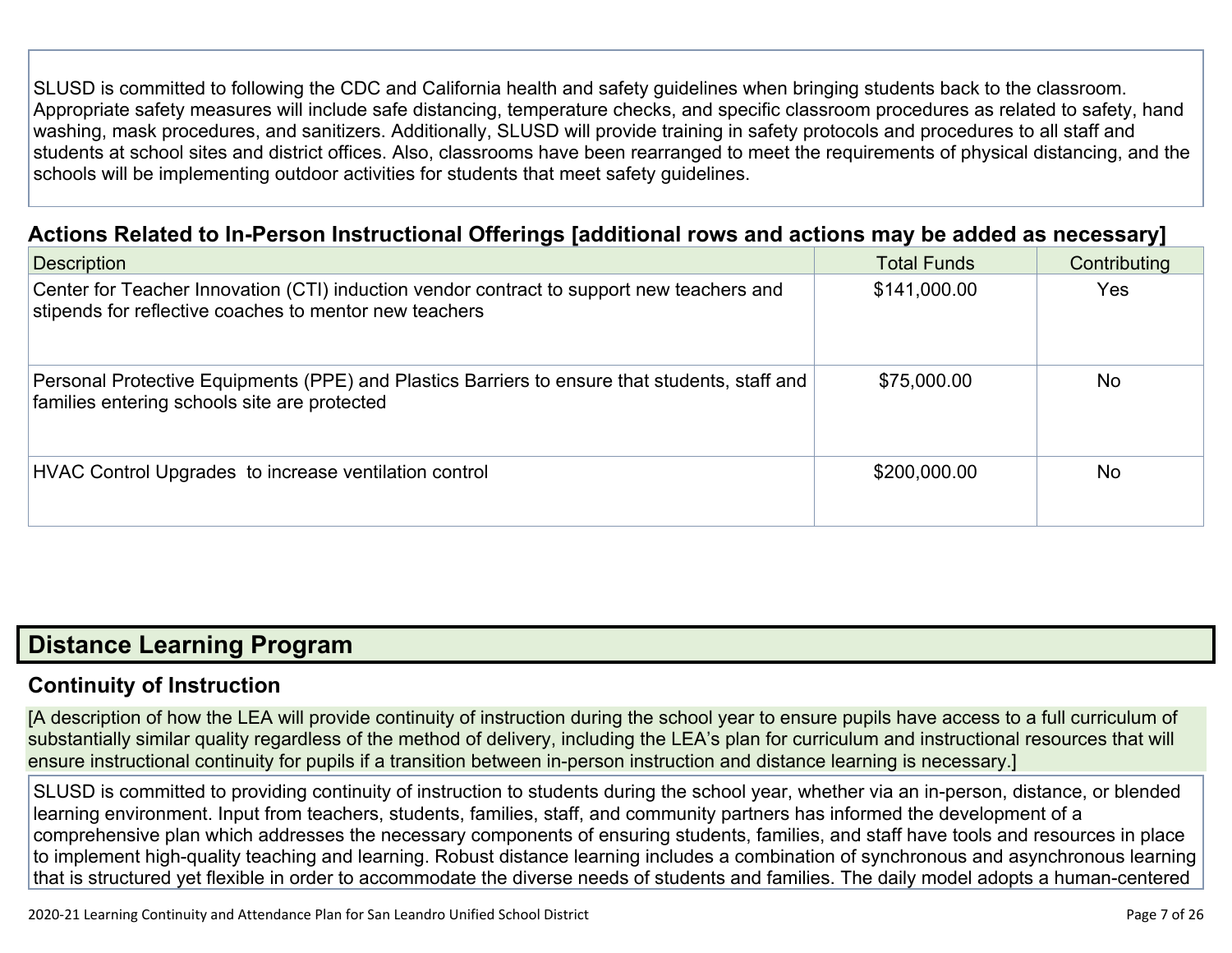SLUSD is committed to following the CDC and California health and safety guidelines when bringing students back to the classroom. Appropriate safety measures will include safe distancing, temperature checks, and specific classroom procedures as related to safety, hand washing, mask procedures, and sanitizers. Additionally, SLUSD will provide training in safety protocols and procedures to all staff and students at school sites and district offices. Also, classrooms have been rearranged to meet the requirements of physical distancing, and the schools will be implementing outdoor activities for students that meet safety guidelines.

### Actions Related to In-Person Instructional Offerings [additional rows and actions may be added as necessary]

| Description | Total Funds | Contributing |
|---|---|---|
| Center for Teacher Innovation (CTI) induction vendor contract to support new teachers and stipends for reflective coaches to mentor new teachers | $141,000.00 | Yes |
| Personal Protective Equipments (PPE) and Plastics Barriers to ensure that students, staff and families entering schools site are protected | $75,000.00 | No |
| HVAC Control Upgrades  to increase ventilation control | $200,000.00 | No |

## Distance Learning Program

### Continuity of Instruction

[A description of how the LEA will provide continuity of instruction during the school year to ensure pupils have access to a full curriculum of substantially similar quality regardless of the method of delivery, including the LEA's plan for curriculum and instructional resources that will ensure instructional continuity for pupils if a transition between in-person instruction and distance learning is necessary.]

SLUSD is committed to providing continuity of instruction to students during the school year, whether via an in-person, distance, or blended learning environment. Input from teachers, students, families, staff, and community partners has informed the development of a comprehensive plan which addresses the necessary components of ensuring students, families, and staff have tools and resources in place to implement high-quality teaching and learning. Robust distance learning includes a combination of synchronous and asynchronous learning that is structured yet flexible in order to accommodate the diverse needs of students and families. The daily model adopts a human-centered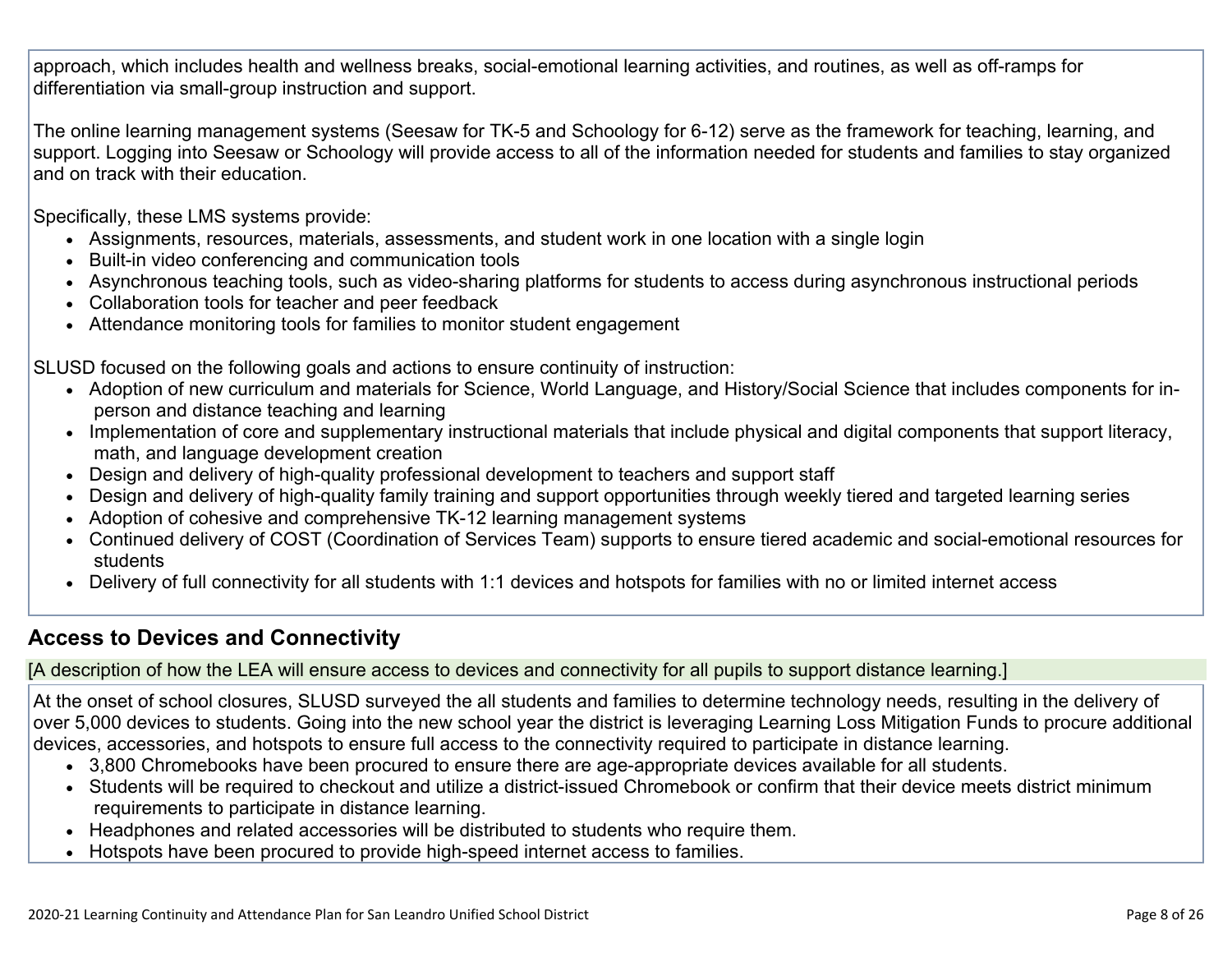approach, which includes health and wellness breaks, social-emotional learning activities, and routines, as well as off-ramps for differentiation via small-group instruction and support.

The online learning management systems (Seesaw for TK-5 and Schoology for 6-12) serve as the framework for teaching, learning, and support. Logging into Seesaw or Schoology will provide access to all of the information needed for students and families to stay organized and on track with their education.

Specifically, these LMS systems provide:

- Assignments, resources, materials, assessments, and student work in one location with a single login
- Built-in video conferencing and communication tools
- Asynchronous teaching tools, such as video-sharing platforms for students to access during asynchronous instructional periods
- Collaboration tools for teacher and peer feedback
- Attendance monitoring tools for families to monitor student engagement

SLUSD focused on the following goals and actions to ensure continuity of instruction:

- Adoption of new curriculum and materials for Science, World Language, and History/Social Science that includes components for in-person and distance teaching and learning
- Implementation of core and supplementary instructional materials that include physical and digital components that support literacy, math, and language development creation
- Design and delivery of high-quality professional development to teachers and support staff
- Design and delivery of high-quality family training and support opportunities through weekly tiered and targeted learning series
- Adoption of cohesive and comprehensive TK-12 learning management systems
- Continued delivery of COST (Coordination of Services Team) supports to ensure tiered academic and social-emotional resources for students
- Delivery of full connectivity for all students with 1:1 devices and hotspots for families with no or limited internet access

## Access to Devices and Connectivity

[A description of how the LEA will ensure access to devices and connectivity for all pupils to support distance learning.]

At the onset of school closures, SLUSD surveyed the all students and families to determine technology needs, resulting in the delivery of over 5,000 devices to students. Going into the new school year the district is leveraging Learning Loss Mitigation Funds to procure additional devices, accessories, and hotspots to ensure full access to the connectivity required to participate in distance learning.

- 3,800 Chromebooks have been procured to ensure there are age-appropriate devices available for all students.
- Students will be required to checkout and utilize a district-issued Chromebook or confirm that their device meets district minimum requirements to participate in distance learning.
- Headphones and related accessories will be distributed to students who require them.
- Hotspots have been procured to provide high-speed internet access to families.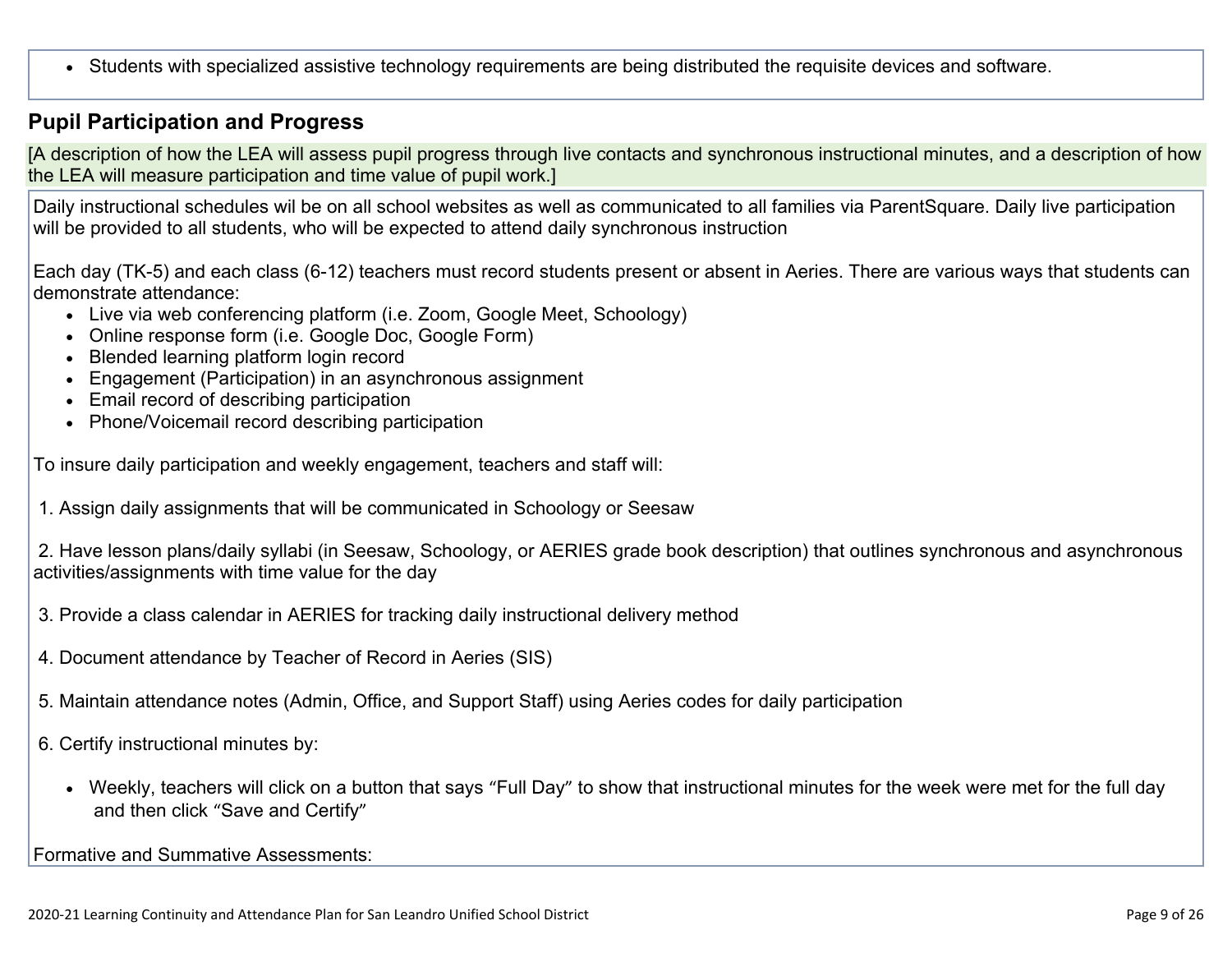- Students with specialized assistive technology requirements are being distributed the requisite devices and software.

## Pupil Participation and Progress

[A description of how the LEA will assess pupil progress through live contacts and synchronous instructional minutes, and a description of how the LEA will measure participation and time value of pupil work.]

Daily instructional schedules wil be on all school websites as well as communicated to all families via ParentSquare. Daily live participation will be provided to all students, who will be expected to attend daily synchronous instruction

Each day (TK-5) and each class (6-12) teachers must record students present or absent in Aeries. There are various ways that students can demonstrate attendance:

- Live via web conferencing platform (i.e. Zoom, Google Meet, Schoology)
- Online response form (i.e. Google Doc, Google Form)
- Blended learning platform login record
- Engagement (Participation) in an asynchronous assignment
- Email record of describing participation
- Phone/Voicemail record describing participation

To insure daily participation and weekly engagement, teachers and staff will:

1. Assign daily assignments that will be communicated in Schoology or Seesaw

2. Have lesson plans/daily syllabi (in Seesaw, Schoology, or AERIES grade book description) that outlines synchronous and asynchronous activities/assignments with time value for the day

3. Provide a class calendar in AERIES for tracking daily instructional delivery method

4. Document attendance by Teacher of Record in Aeries (SIS)

5. Maintain attendance notes (Admin, Office, and Support Staff) using Aeries codes for daily participation

6. Certify instructional minutes by:

   - Weekly, teachers will click on a button that says "Full Day" to show that instructional minutes for the week were met for the full day and then click "Save and Certify"

Formative and Summative Assessments: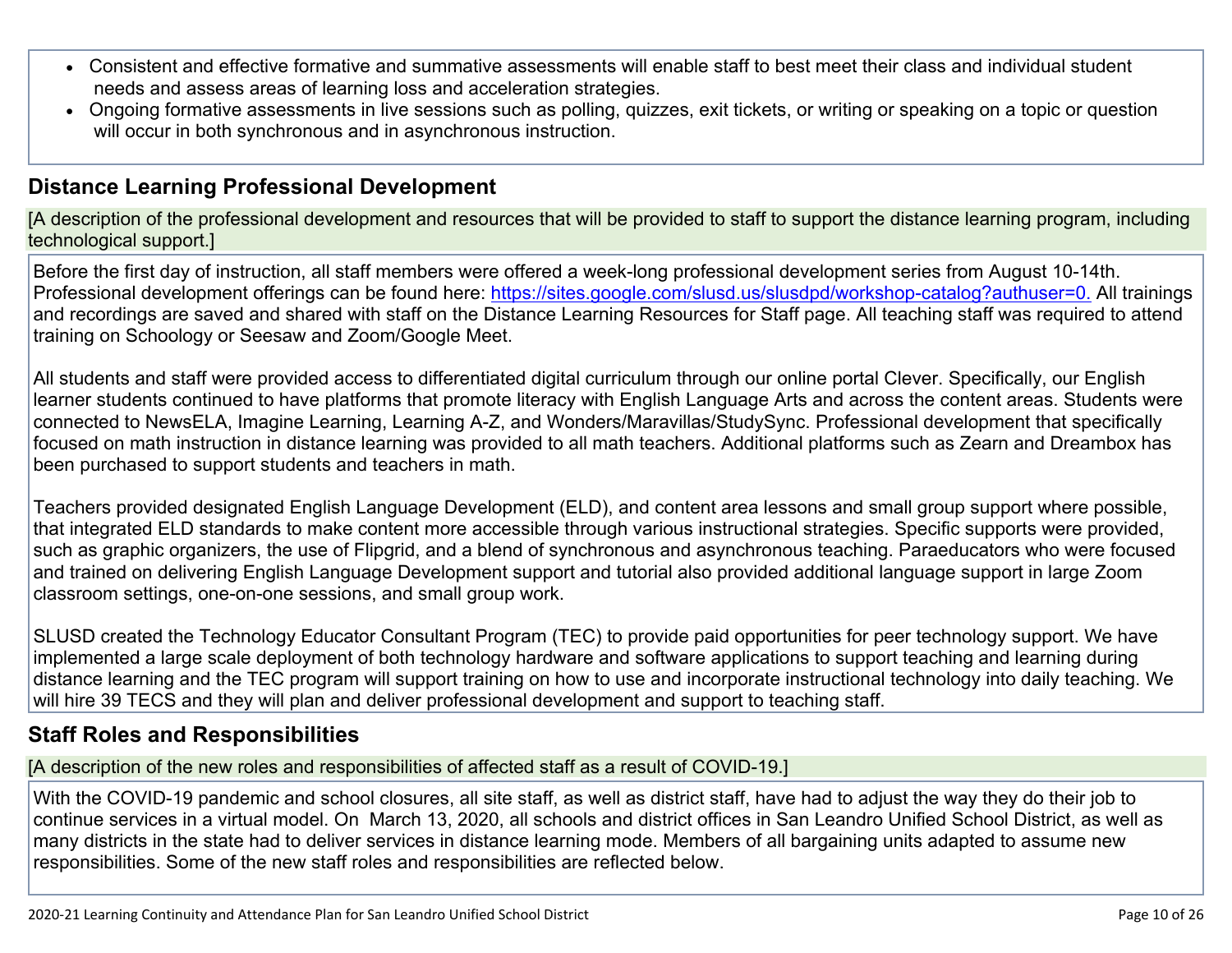- Consistent and effective formative and summative assessments will enable staff to best meet their class and individual student needs and assess areas of learning loss and acceleration strategies.
- Ongoing formative assessments in live sessions such as polling, quizzes, exit tickets, or writing or speaking on a topic or question will occur in both synchronous and in asynchronous instruction.

## Distance Learning Professional Development

[A description of the professional development and resources that will be provided to staff to support the distance learning program, including technological support.]

Before the first day of instruction, all staff members were offered a week-long professional development series from August 10-14th. Professional development offerings can be found here: [https://sites.google.com/slusd.us/slusdpd/workshop-catalog?authuser=0.](https://sites.google.com/slusd.us/slusdpd/workshop-catalog?authuser=0) All trainings and recordings are saved and shared with staff on the Distance Learning Resources for Staff page. All teaching staff was required to attend training on Schoology or Seesaw and Zoom/Google Meet.

All students and staff were provided access to differentiated digital curriculum through our online portal Clever. Specifically, our English learner students continued to have platforms that promote literacy with English Language Arts and across the content areas. Students were connected to NewsELA, Imagine Learning, Learning A-Z, and Wonders/Maravillas/StudySync. Professional development that specifically focused on math instruction in distance learning was provided to all math teachers. Additional platforms such as Zearn and Dreambox has been purchased to support students and teachers in math.

Teachers provided designated English Language Development (ELD), and content area lessons and small group support where possible, that integrated ELD standards to make content more accessible through various instructional strategies. Specific supports were provided, such as graphic organizers, the use of Flipgrid, and a blend of synchronous and asynchronous teaching. Paraeducators who were focused and trained on delivering English Language Development support and tutorial also provided additional language support in large Zoom classroom settings, one-on-one sessions, and small group work.

SLUSD created the Technology Educator Consultant Program (TEC) to provide paid opportunities for peer technology support. We have implemented a large scale deployment of both technology hardware and software applications to support teaching and learning during distance learning and the TEC program will support training on how to use and incorporate instructional technology into daily teaching. We will hire 39 TECS and they will plan and deliver professional development and support to teaching staff.

## Staff Roles and Responsibilities

[A description of the new roles and responsibilities of affected staff as a result of COVID-19.]

With the COVID-19 pandemic and school closures, all site staff, as well as district staff, have had to adjust the way they do their job to continue services in a virtual model. On March 13, 2020, all schools and district offices in San Leandro Unified School District, as well as many districts in the state had to deliver services in distance learning mode. Members of all bargaining units adapted to assume new responsibilities. Some of the new staff roles and responsibilities are reflected below.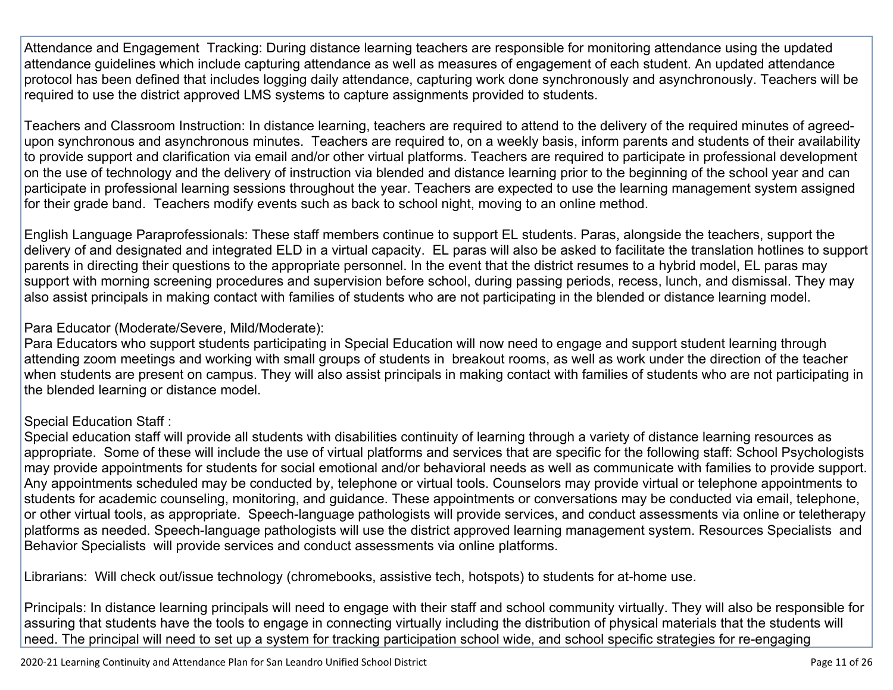Attendance and Engagement  Tracking: During distance learning teachers are responsible for monitoring attendance using the updated attendance guidelines which include capturing attendance as well as measures of engagement of each student. An updated attendance protocol has been defined that includes logging daily attendance, capturing work done synchronously and asynchronously. Teachers will be required to use the district approved LMS systems to capture assignments provided to students.

Teachers and Classroom Instruction: In distance learning, teachers are required to attend to the delivery of the required minutes of agreed-upon synchronous and asynchronous minutes.  Teachers are required to, on a weekly basis, inform parents and students of their availability to provide support and clarification via email and/or other virtual platforms. Teachers are required to participate in professional development on the use of technology and the delivery of instruction via blended and distance learning prior to the beginning of the school year and can participate in professional learning sessions throughout the year. Teachers are expected to use the learning management system assigned for their grade band.  Teachers modify events such as back to school night, moving to an online method.

English Language Paraprofessionals: These staff members continue to support EL students. Paras, alongside the teachers, support the delivery of and designated and integrated ELD in a virtual capacity.  EL paras will also be asked to facilitate the translation hotlines to support parents in directing their questions to the appropriate personnel. In the event that the district resumes to a hybrid model, EL paras may support with morning screening procedures and supervision before school, during passing periods, recess, lunch, and dismissal. They may also assist principals in making contact with families of students who are not participating in the blended or distance learning model.

Para Educator (Moderate/Severe, Mild/Moderate):
Para Educators who support students participating in Special Education will now need to engage and support student learning through attending zoom meetings and working with small groups of students in  breakout rooms, as well as work under the direction of the teacher when students are present on campus. They will also assist principals in making contact with families of students who are not participating in the blended learning or distance model.

Special Education Staff :
Special education staff will provide all students with disabilities continuity of learning through a variety of distance learning resources as appropriate.  Some of these will include the use of virtual platforms and services that are specific for the following staff: School Psychologists may provide appointments for students for social emotional and/or behavioral needs as well as communicate with families to provide support. Any appointments scheduled may be conducted by, telephone or virtual tools. Counselors may provide virtual or telephone appointments to students for academic counseling, monitoring, and guidance. These appointments or conversations may be conducted via email, telephone, or other virtual tools, as appropriate.  Speech-language pathologists will provide services, and conduct assessments via online or teletherapy platforms as needed. Speech-language pathologists will use the district approved learning management system. Resources Specialists  and Behavior Specialists  will provide services and conduct assessments via online platforms.

Librarians:  Will check out/issue technology (chromebooks, assistive tech, hotspots) to students for at-home use.

Principals: In distance learning principals will need to engage with their staff and school community virtually. They will also be responsible for assuring that students have the tools to engage in connecting virtually including the distribution of physical materials that the students will need. The principal will need to set up a system for tracking participation school wide, and school specific strategies for re-engaging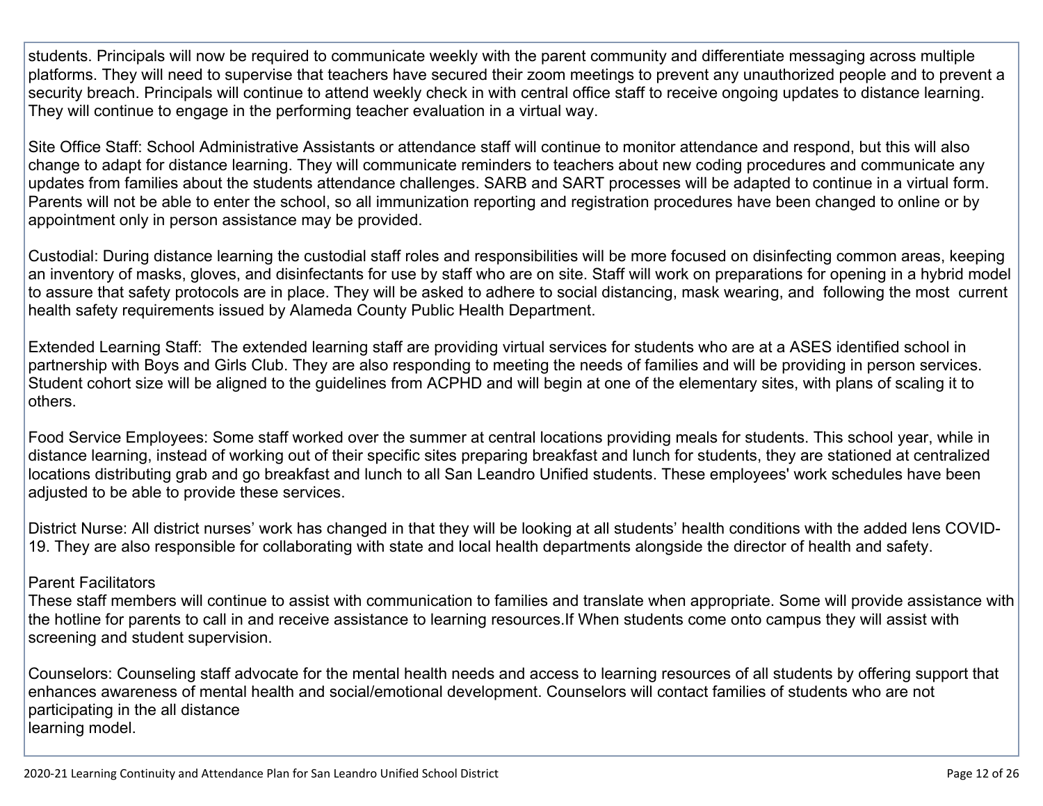students. Principals will now be required to communicate weekly with the parent community and differentiate messaging across multiple platforms. They will need to supervise that teachers have secured their zoom meetings to prevent any unauthorized people and to prevent a security breach. Principals will continue to attend weekly check in with central office staff to receive ongoing updates to distance learning. They will continue to engage in the performing teacher evaluation in a virtual way.

Site Office Staff: School Administrative Assistants or attendance staff will continue to monitor attendance and respond, but this will also change to adapt for distance learning. They will communicate reminders to teachers about new coding procedures and communicate any updates from families about the students attendance challenges. SARB and SART processes will be adapted to continue in a virtual form. Parents will not be able to enter the school, so all immunization reporting and registration procedures have been changed to online or by appointment only in person assistance may be provided.

Custodial: During distance learning the custodial staff roles and responsibilities will be more focused on disinfecting common areas, keeping an inventory of masks, gloves, and disinfectants for use by staff who are on site. Staff will work on preparations for opening in a hybrid model to assure that safety protocols are in place. They will be asked to adhere to social distancing, mask wearing, and following the most current health safety requirements issued by Alameda County Public Health Department.

Extended Learning Staff: The extended learning staff are providing virtual services for students who are at a ASES identified school in partnership with Boys and Girls Club. They are also responding to meeting the needs of families and will be providing in person services. Student cohort size will be aligned to the guidelines from ACPHD and will begin at one of the elementary sites, with plans of scaling it to others.

Food Service Employees: Some staff worked over the summer at central locations providing meals for students. This school year, while in distance learning, instead of working out of their specific sites preparing breakfast and lunch for students, they are stationed at centralized locations distributing grab and go breakfast and lunch to all San Leandro Unified students. These employees' work schedules have been adjusted to be able to provide these services.

District Nurse: All district nurses' work has changed in that they will be looking at all students' health conditions with the added lens COVID-19. They are also responsible for collaborating with state and local health departments alongside the director of health and safety.

Parent Facilitators

These staff members will continue to assist with communication to families and translate when appropriate. Some will provide assistance with the hotline for parents to call in and receive assistance to learning resources.If When students come onto campus they will assist with screening and student supervision.

Counselors: Counseling staff advocate for the mental health needs and access to learning resources of all students by offering support that enhances awareness of mental health and social/emotional development. Counselors will contact families of students who are not participating in the all distance learning model.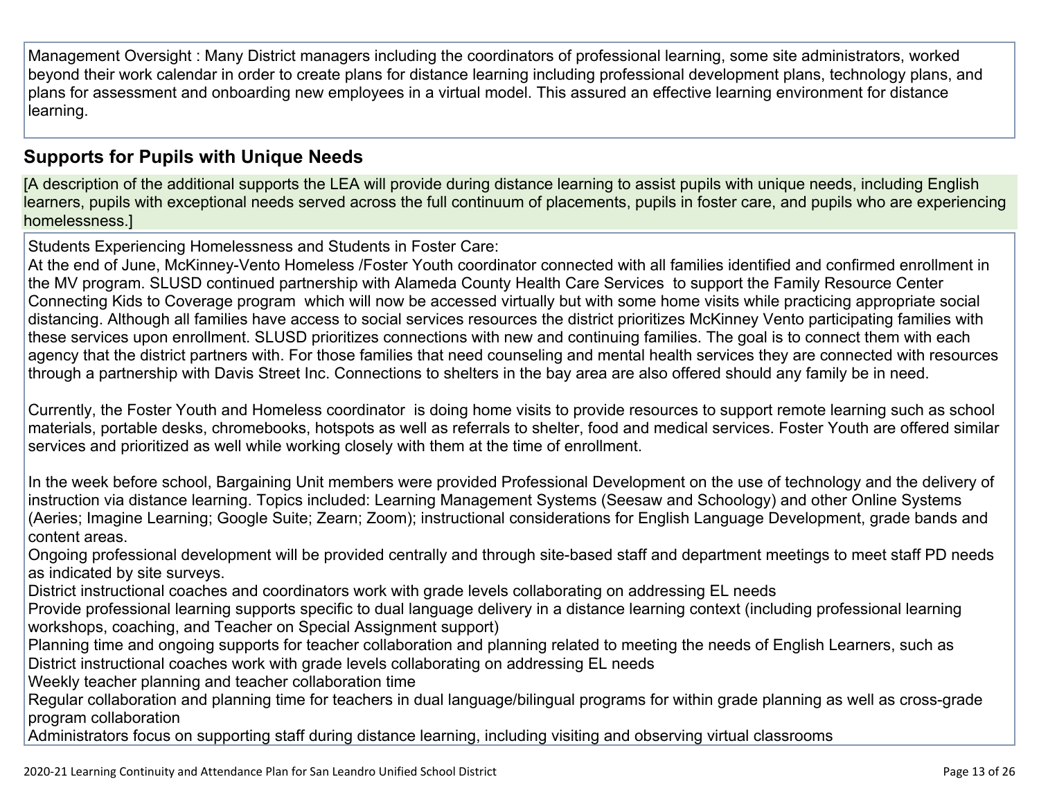Management Oversight : Many District managers including the coordinators of professional learning, some site administrators, worked beyond their work calendar in order to create plans for distance learning including professional development plans, technology plans, and plans for assessment and onboarding new employees in a virtual model. This assured an effective learning environment for distance learning.

## Supports for Pupils with Unique Needs

[A description of the additional supports the LEA will provide during distance learning to assist pupils with unique needs, including English learners, pupils with exceptional needs served across the full continuum of placements, pupils in foster care, and pupils who are experiencing homelessness.]

Students Experiencing Homelessness and Students in Foster Care:
At the end of June, McKinney-Vento Homeless /Foster Youth coordinator connected with all families identified and confirmed enrollment in the MV program. SLUSD continued partnership with Alameda County Health Care Services to support the Family Resource Center Connecting Kids to Coverage program which will now be accessed virtually but with some home visits while practicing appropriate social distancing. Although all families have access to social services resources the district prioritizes McKinney Vento participating families with these services upon enrollment. SLUSD prioritizes connections with new and continuing families. The goal is to connect them with each agency that the district partners with. For those families that need counseling and mental health services they are connected with resources through a partnership with Davis Street Inc. Connections to shelters in the bay area are also offered should any family be in need.

Currently, the Foster Youth and Homeless coordinator is doing home visits to provide resources to support remote learning such as school materials, portable desks, chromebooks, hotspots as well as referrals to shelter, food and medical services. Foster Youth are offered similar services and prioritized as well while working closely with them at the time of enrollment.

In the week before school, Bargaining Unit members were provided Professional Development on the use of technology and the delivery of instruction via distance learning. Topics included: Learning Management Systems (Seesaw and Schoology) and other Online Systems (Aeries; Imagine Learning; Google Suite; Zearn; Zoom); instructional considerations for English Language Development, grade bands and content areas.
Ongoing professional development will be provided centrally and through site-based staff and department meetings to meet staff PD needs as indicated by site surveys.
District instructional coaches and coordinators work with grade levels collaborating on addressing EL needs
Provide professional learning supports specific to dual language delivery in a distance learning context (including professional learning workshops, coaching, and Teacher on Special Assignment support)
Planning time and ongoing supports for teacher collaboration and planning related to meeting the needs of English Learners, such as District instructional coaches work with grade levels collaborating on addressing EL needs
Weekly teacher planning and teacher collaboration time
Regular collaboration and planning time for teachers in dual language/bilingual programs for within grade planning as well as cross-grade program collaboration
Administrators focus on supporting staff during distance learning, including visiting and observing virtual classrooms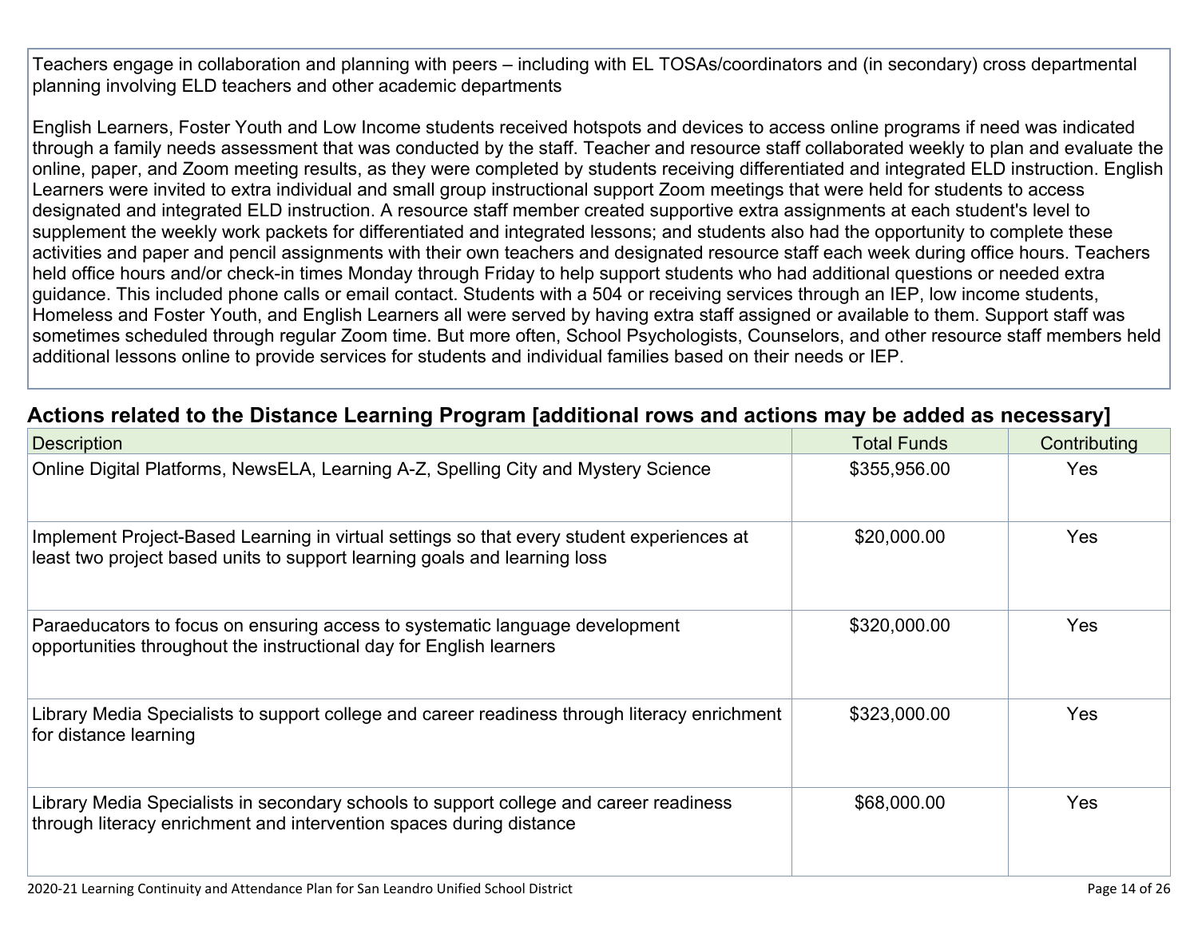Teachers engage in collaboration and planning with peers – including with EL TOSAs/coordinators and (in secondary) cross departmental planning involving ELD teachers and other academic departments

English Learners, Foster Youth and Low Income students received hotspots and devices to access online programs if need was indicated through a family needs assessment that was conducted by the staff. Teacher and resource staff collaborated weekly to plan and evaluate the online, paper, and Zoom meeting results, as they were completed by students receiving differentiated and integrated ELD instruction. English Learners were invited to extra individual and small group instructional support Zoom meetings that were held for students to access designated and integrated ELD instruction. A resource staff member created supportive extra assignments at each student's level to supplement the weekly work packets for differentiated and integrated lessons; and students also had the opportunity to complete these activities and paper and pencil assignments with their own teachers and designated resource staff each week during office hours. Teachers held office hours and/or check-in times Monday through Friday to help support students who had additional questions or needed extra guidance. This included phone calls or email contact. Students with a 504 or receiving services through an IEP, low income students, Homeless and Foster Youth, and English Learners all were served by having extra staff assigned or available to them. Support staff was sometimes scheduled through regular Zoom time. But more often, School Psychologists, Counselors, and other resource staff members held additional lessons online to provide services for students and individual families based on their needs or IEP.

## Actions related to the Distance Learning Program [additional rows and actions may be added as necessary]

| Description | Total Funds | Contributing |
| --- | --- | --- |
| Online Digital Platforms, NewsELA, Learning A-Z, Spelling City and Mystery Science | $355,956.00 | Yes |
| Implement Project-Based Learning in virtual settings so that every student experiences at least two project based units to support learning goals and learning loss | $20,000.00 | Yes |
| Paraeducators to focus on ensuring access to systematic language development opportunities throughout the instructional day for English learners | $320,000.00 | Yes |
| Library Media Specialists to support college and career readiness through literacy enrichment for distance learning | $323,000.00 | Yes |
| Library Media Specialists in secondary schools to support college and career readiness through literacy enrichment and intervention spaces during distance | $68,000.00 | Yes |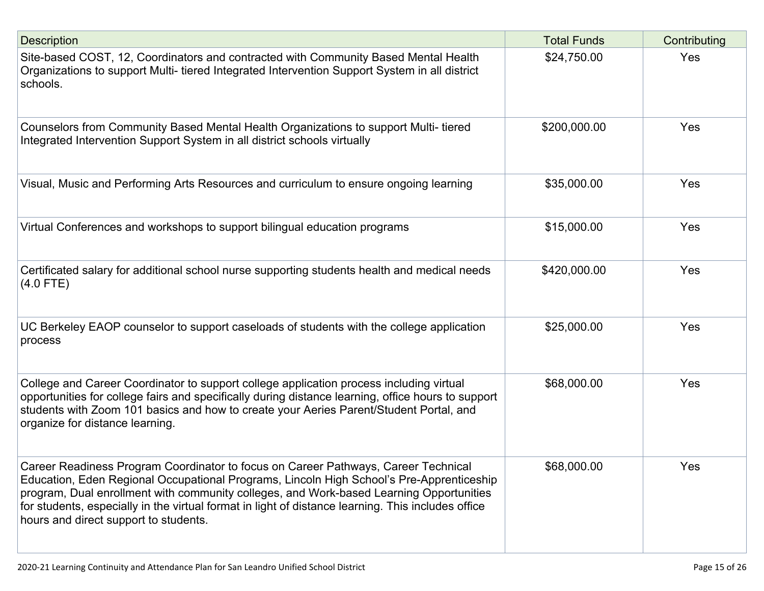| Description | Total Funds | Contributing |
|---|---|---|
| Site-based COST, 12, Coordinators and contracted with Community Based Mental Health Organizations to support Multi- tiered Integrated Intervention Support System in all district schools. | $24,750.00 | Yes |
| Counselors from Community Based Mental Health Organizations to support Multi- tiered Integrated Intervention Support System in all district schools virtually | $200,000.00 | Yes |
| Visual, Music and Performing Arts Resources and curriculum to ensure ongoing learning | $35,000.00 | Yes |
| Virtual Conferences and workshops to support bilingual education programs | $15,000.00 | Yes |
| Certificated salary for additional school nurse supporting students health and medical needs (4.0 FTE) | $420,000.00 | Yes |
| UC Berkeley EAOP counselor to support caseloads of students with the college application process | $25,000.00 | Yes |
| College and Career Coordinator to support college application process including virtual opportunities for college fairs and specifically during distance learning, office hours to support students with Zoom 101 basics and how to create your Aeries Parent/Student Portal, and organize for distance learning. | $68,000.00 | Yes |
| Career Readiness Program Coordinator to focus on Career Pathways, Career Technical Education, Eden Regional Occupational Programs, Lincoln High School's Pre-Apprenticeship program, Dual enrollment with community colleges, and Work-based Learning Opportunities for students, especially in the virtual format in light of distance learning. This includes office hours and direct support to students. | $68,000.00 | Yes |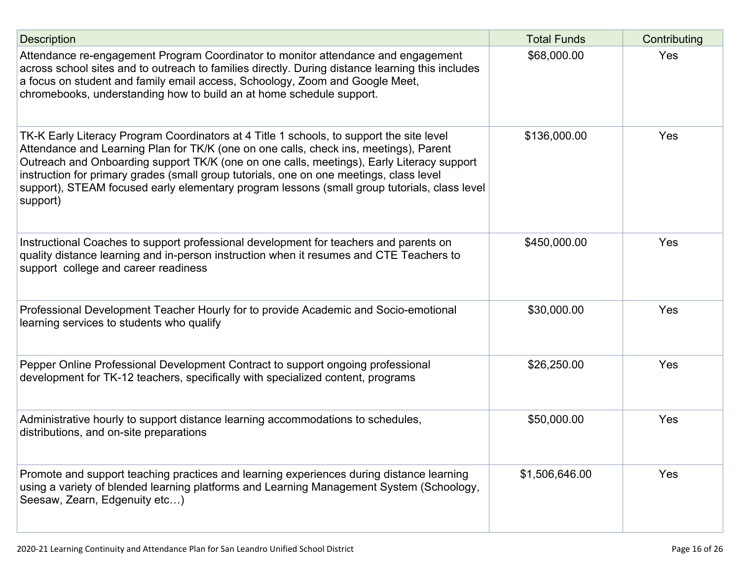| Description | Total Funds | Contributing |
|---|---|---|
| Attendance re-engagement Program Coordinator to monitor attendance and engagement across school sites and to outreach to families directly. During distance learning this includes a focus on student and family email access, Schoology, Zoom and Google Meet, chromebooks, understanding how to build an at home schedule support. | $68,000.00 | Yes |
| TK-K Early Literacy Program Coordinators at 4 Title 1 schools, to support the site level Attendance and Learning Plan for TK/K (one on one calls, check ins, meetings), Parent Outreach and Onboarding support TK/K (one on one calls, meetings), Early Literacy support instruction for primary grades (small group tutorials, one on one meetings, class level support), STEAM focused early elementary program lessons (small group tutorials, class level support) | $136,000.00 | Yes |
| Instructional Coaches to support professional development for teachers and parents on quality distance learning and in-person instruction when it resumes and CTE Teachers to support college and career readiness | $450,000.00 | Yes |
| Professional Development Teacher Hourly for to provide Academic and Socio-emotional learning services to students who qualify | $30,000.00 | Yes |
| Pepper Online Professional Development Contract to support ongoing professional development for TK-12 teachers, specifically with specialized content, programs | $26,250.00 | Yes |
| Administrative hourly to support distance learning accommodations to schedules, distributions, and on-site preparations | $50,000.00 | Yes |
| Promote and support teaching practices and learning experiences during distance learning using a variety of blended learning platforms and Learning Management System (Schoology, Seesaw, Zearn, Edgenuity etc…) | $1,506,646.00 | Yes |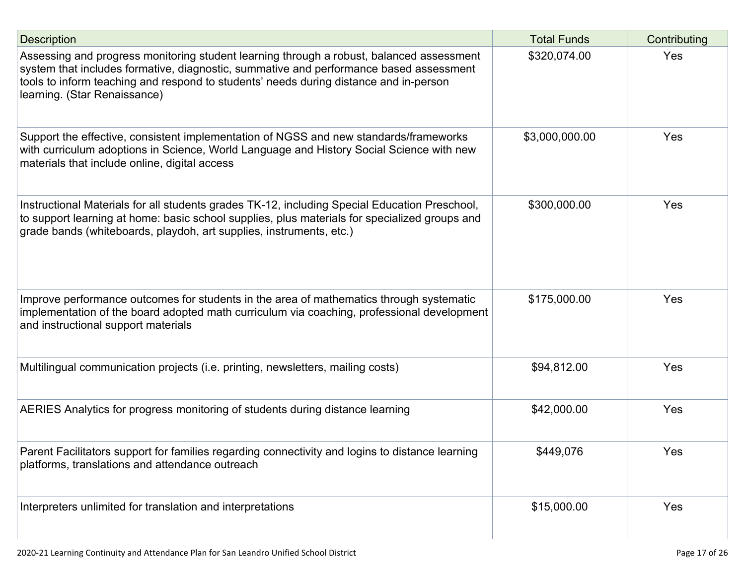| Description | Total Funds | Contributing |
| --- | --- | --- |
| Assessing and progress monitoring student learning through a robust, balanced assessment system that includes formative, diagnostic, summative and performance based assessment tools to inform teaching and respond to students' needs during distance and in-person learning. (Star Renaissance) | $320,074.00 | Yes |
| Support the effective, consistent implementation of NGSS and new standards/frameworks with curriculum adoptions in Science, World Language and History Social Science with new materials that include online, digital access | $3,000,000.00 | Yes |
| Instructional Materials for all students grades TK-12, including Special Education Preschool, to support learning at home: basic school supplies, plus materials for specialized groups and grade bands (whiteboards, playdoh, art supplies, instruments, etc.) | $300,000.00 | Yes |
| Improve performance outcomes for students in the area of mathematics through systematic implementation of the board adopted math curriculum via coaching, professional development and instructional support materials | $175,000.00 | Yes |
| Multilingual communication projects (i.e. printing, newsletters, mailing costs) | $94,812.00 | Yes |
| AERIES Analytics for progress monitoring of students during distance learning | $42,000.00 | Yes |
| Parent Facilitators support for families regarding connectivity and logins to distance learning platforms, translations and attendance outreach | $449,076 | Yes |
| Interpreters unlimited for translation and interpretations | $15,000.00 | Yes |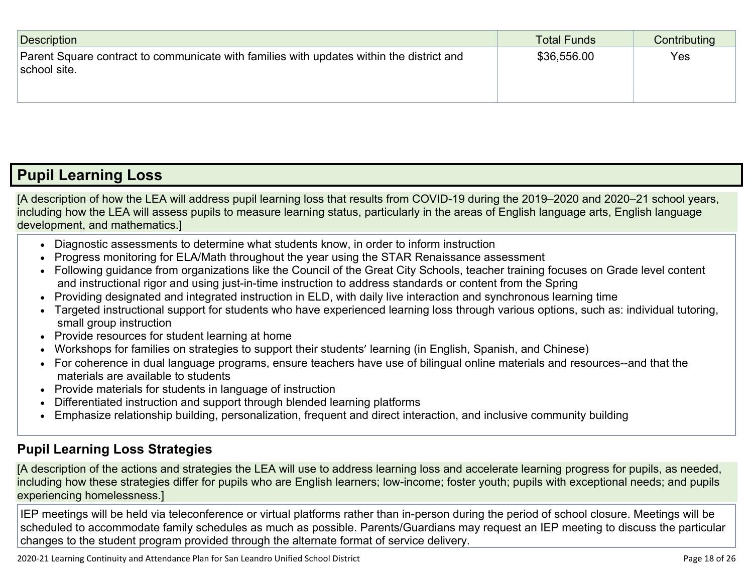| Description | Total Funds | Contributing |
|---|---|---|
| Parent Square contract to communicate with families with updates within the district and school site. | $36,556.00 | Yes |

## Pupil Learning Loss

[A description of how the LEA will address pupil learning loss that results from COVID-19 during the 2019–2020 and 2020–21 school years, including how the LEA will assess pupils to measure learning status, particularly in the areas of English language arts, English language development, and mathematics.]

- Diagnostic assessments to determine what students know, in order to inform instruction
- Progress monitoring for ELA/Math throughout the year using the STAR Renaissance assessment
- Following guidance from organizations like the Council of the Great City Schools, teacher training focuses on Grade level content and instructional rigor and using just-in-time instruction to address standards or content from the Spring
- Providing designated and integrated instruction in ELD, with daily live interaction and synchronous learning time
- Targeted instructional support for students who have experienced learning loss through various options, such as: individual tutoring, small group instruction
- Provide resources for student learning at home
- Workshops for families on strategies to support their students' learning (in English, Spanish, and Chinese)
- For coherence in dual language programs, ensure teachers have use of bilingual online materials and resources--and that the materials are available to students
- Provide materials for students in language of instruction
- Differentiated instruction and support through blended learning platforms
- Emphasize relationship building, personalization, frequent and direct interaction, and inclusive community building

### Pupil Learning Loss Strategies

[A description of the actions and strategies the LEA will use to address learning loss and accelerate learning progress for pupils, as needed, including how these strategies differ for pupils who are English learners; low-income; foster youth; pupils with exceptional needs; and pupils experiencing homelessness.]

IEP meetings will be held via teleconference or virtual platforms rather than in-person during the period of school closure. Meetings will be scheduled to accommodate family schedules as much as possible. Parents/Guardians may request an IEP meeting to discuss the particular changes to the student program provided through the alternate format of service delivery.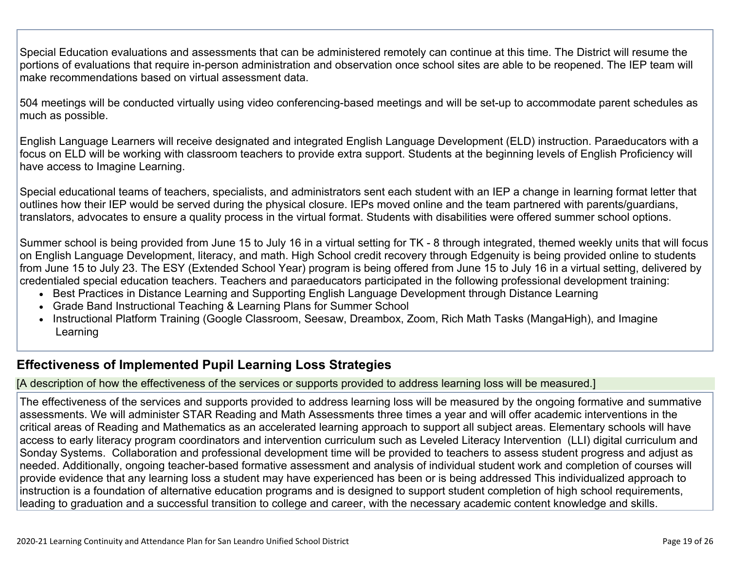Special Education evaluations and assessments that can be administered remotely can continue at this time. The District will resume the portions of evaluations that require in-person administration and observation once school sites are able to be reopened. The IEP team will make recommendations based on virtual assessment data.

504 meetings will be conducted virtually using video conferencing-based meetings and will be set-up to accommodate parent schedules as much as possible.

English Language Learners will receive designated and integrated English Language Development (ELD) instruction. Paraeducators with a focus on ELD will be working with classroom teachers to provide extra support. Students at the beginning levels of English Proficiency will have access to Imagine Learning.

Special educational teams of teachers, specialists, and administrators sent each student with an IEP a change in learning format letter that outlines how their IEP would be served during the physical closure. IEPs moved online and the team partnered with parents/guardians, translators, advocates to ensure a quality process in the virtual format. Students with disabilities were offered summer school options.

Summer school is being provided from June 15 to July 16 in a virtual setting for TK - 8 through integrated, themed weekly units that will focus on English Language Development, literacy, and math. High School credit recovery through Edgenuity is being provided online to students from June 15 to July 23. The ESY (Extended School Year) program is being offered from June 15 to July 16 in a virtual setting, delivered by credentialed special education teachers. Teachers and paraeducators participated in the following professional development training:

- Best Practices in Distance Learning and Supporting English Language Development through Distance Learning
- Grade Band Instructional Teaching & Learning Plans for Summer School
- Instructional Platform Training (Google Classroom, Seesaw, Dreambox, Zoom, Rich Math Tasks (MangaHigh), and Imagine Learning

## Effectiveness of Implemented Pupil Learning Loss Strategies

[A description of how the effectiveness of the services or supports provided to address learning loss will be measured.]

The effectiveness of the services and supports provided to address learning loss will be measured by the ongoing formative and summative assessments. We will administer STAR Reading and Math Assessments three times a year and will offer academic interventions in the critical areas of Reading and Mathematics as an accelerated learning approach to support all subject areas. Elementary schools will have access to early literacy program coordinators and intervention curriculum such as Leveled Literacy Intervention (LLI) digital curriculum and Sonday Systems. Collaboration and professional development time will be provided to teachers to assess student progress and adjust as needed. Additionally, ongoing teacher-based formative assessment and analysis of individual student work and completion of courses will provide evidence that any learning loss a student may have experienced has been or is being addressed This individualized approach to instruction is a foundation of alternative education programs and is designed to support student completion of high school requirements, leading to graduation and a successful transition to college and career, with the necessary academic content knowledge and skills.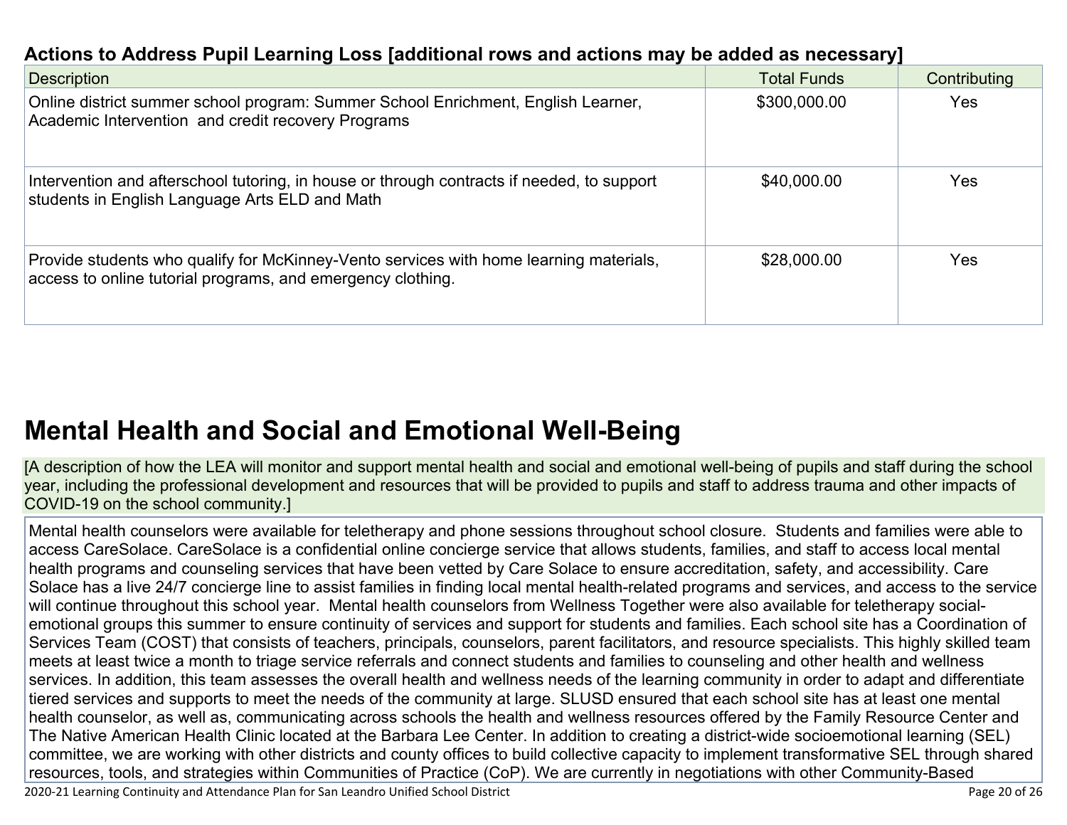### Actions to Address Pupil Learning Loss [additional rows and actions may be added as necessary]

| Description | Total Funds | Contributing |
| --- | --- | --- |
| Online district summer school program: Summer School Enrichment, English Learner, Academic Intervention  and credit recovery Programs | $300,000.00 | Yes |
| Intervention and afterschool tutoring, in house or through contracts if needed, to support students in English Language Arts ELD and Math | $40,000.00 | Yes |
| Provide students who qualify for McKinney-Vento services with home learning materials, access to online tutorial programs, and emergency clothing. | $28,000.00 | Yes |

# Mental Health and Social and Emotional Well-Being

[A description of how the LEA will monitor and support mental health and social and emotional well-being of pupils and staff during the school year, including the professional development and resources that will be provided to pupils and staff to address trauma and other impacts of COVID-19 on the school community.]

Mental health counselors were available for teletherapy and phone sessions throughout school closure.  Students and families were able to access CareSolace. CareSolace is a confidential online concierge service that allows students, families, and staff to access local mental health programs and counseling services that have been vetted by Care Solace to ensure accreditation, safety, and accessibility. Care Solace has a live 24/7 concierge line to assist families in finding local mental health-related programs and services, and access to the service will continue throughout this school year.  Mental health counselors from Wellness Together were also available for teletherapy social-emotional groups this summer to ensure continuity of services and support for students and families. Each school site has a Coordination of Services Team (COST) that consists of teachers, principals, counselors, parent facilitators, and resource specialists. This highly skilled team meets at least twice a month to triage service referrals and connect students and families to counseling and other health and wellness services. In addition, this team assesses the overall health and wellness needs of the learning community in order to adapt and differentiate tiered services and supports to meet the needs of the community at large. SLUSD ensured that each school site has at least one mental health counselor, as well as, communicating across schools the health and wellness resources offered by the Family Resource Center and The Native American Health Clinic located at the Barbara Lee Center. In addition to creating a district-wide socioemotional learning (SEL) committee, we are working with other districts and county offices to build collective capacity to implement transformative SEL through shared resources, tools, and strategies within Communities of Practice (CoP). We are currently in negotiations with other Community-Based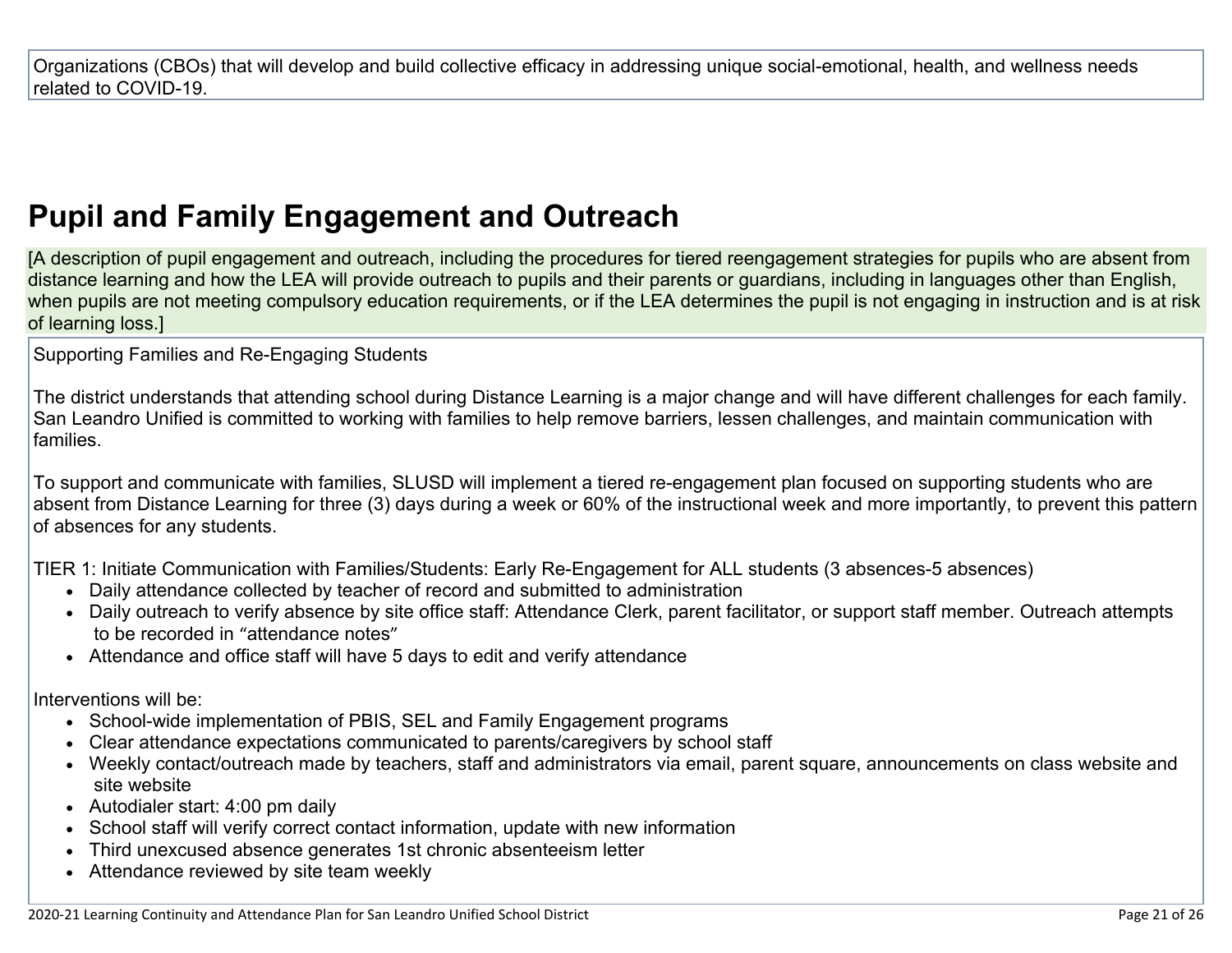Organizations (CBOs) that will develop and build collective efficacy in addressing unique social-emotional, health, and wellness needs related to COVID-19.

## Pupil and Family Engagement and Outreach

[A description of pupil engagement and outreach, including the procedures for tiered reengagement strategies for pupils who are absent from distance learning and how the LEA will provide outreach to pupils and their parents or guardians, including in languages other than English, when pupils are not meeting compulsory education requirements, or if the LEA determines the pupil is not engaging in instruction and is at risk of learning loss.]

Supporting Families and Re-Engaging Students

The district understands that attending school during Distance Learning is a major change and will have different challenges for each family. San Leandro Unified is committed to working with families to help remove barriers, lessen challenges, and maintain communication with families.

To support and communicate with families, SLUSD will implement a tiered re-engagement plan focused on supporting students who are absent from Distance Learning for three (3) days during a week or 60% of the instructional week and more importantly, to prevent this pattern of absences for any students.

TIER 1: Initiate Communication with Families/Students: Early Re-Engagement for ALL students (3 absences-5 absences)

- Daily attendance collected by teacher of record and submitted to administration
- Daily outreach to verify absence by site office staff: Attendance Clerk, parent facilitator, or support staff member. Outreach attempts to be recorded in “attendance notes”
- Attendance and office staff will have 5 days to edit and verify attendance

Interventions will be:

- School-wide implementation of PBIS, SEL and Family Engagement programs
- Clear attendance expectations communicated to parents/caregivers by school staff
- Weekly contact/outreach made by teachers, staff and administrators via email, parent square, announcements on class website and site website
- Autodialer start: 4:00 pm daily
- School staff will verify correct contact information, update with new information
- Third unexcused absence generates 1st chronic absenteeism letter
- Attendance reviewed by site team weekly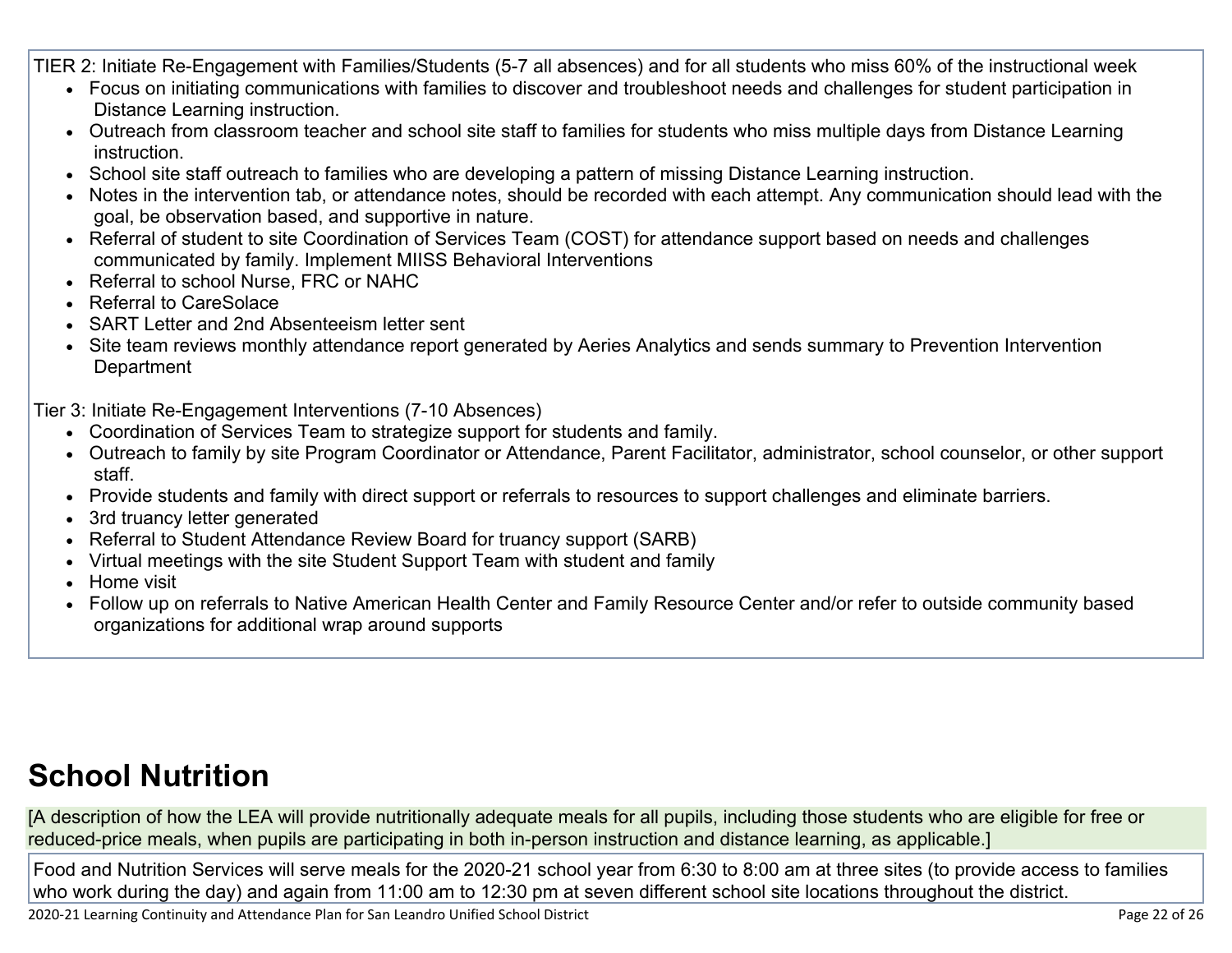TIER 2: Initiate Re-Engagement with Families/Students (5-7 all absences) and for all students who miss 60% of the instructional week

- Focus on initiating communications with families to discover and troubleshoot needs and challenges for student participation in Distance Learning instruction.
- Outreach from classroom teacher and school site staff to families for students who miss multiple days from Distance Learning instruction.
- School site staff outreach to families who are developing a pattern of missing Distance Learning instruction.
- Notes in the intervention tab, or attendance notes, should be recorded with each attempt. Any communication should lead with the goal, be observation based, and supportive in nature.
- Referral of student to site Coordination of Services Team (COST) for attendance support based on needs and challenges communicated by family. Implement MIISS Behavioral Interventions
- Referral to school Nurse, FRC or NAHC
- Referral to CareSolace
- SART Letter and 2nd Absenteeism letter sent
- Site team reviews monthly attendance report generated by Aeries Analytics and sends summary to Prevention Intervention Department

Tier 3: Initiate Re-Engagement Interventions (7-10 Absences)

- Coordination of Services Team to strategize support for students and family.
- Outreach to family by site Program Coordinator or Attendance, Parent Facilitator, administrator, school counselor, or other support staff.
- Provide students and family with direct support or referrals to resources to support challenges and eliminate barriers.
- 3rd truancy letter generated
- Referral to Student Attendance Review Board for truancy support (SARB)
- Virtual meetings with the site Student Support Team with student and family
- Home visit
- Follow up on referrals to Native American Health Center and Family Resource Center and/or refer to outside community based organizations for additional wrap around supports

# School Nutrition

[A description of how the LEA will provide nutritionally adequate meals for all pupils, including those students who are eligible for free or reduced-price meals, when pupils are participating in both in-person instruction and distance learning, as applicable.]

Food and Nutrition Services will serve meals for the 2020-21 school year from 6:30 to 8:00 am at three sites (to provide access to families who work during the day) and again from 11:00 am to 12:30 pm at seven different school site locations throughout the district.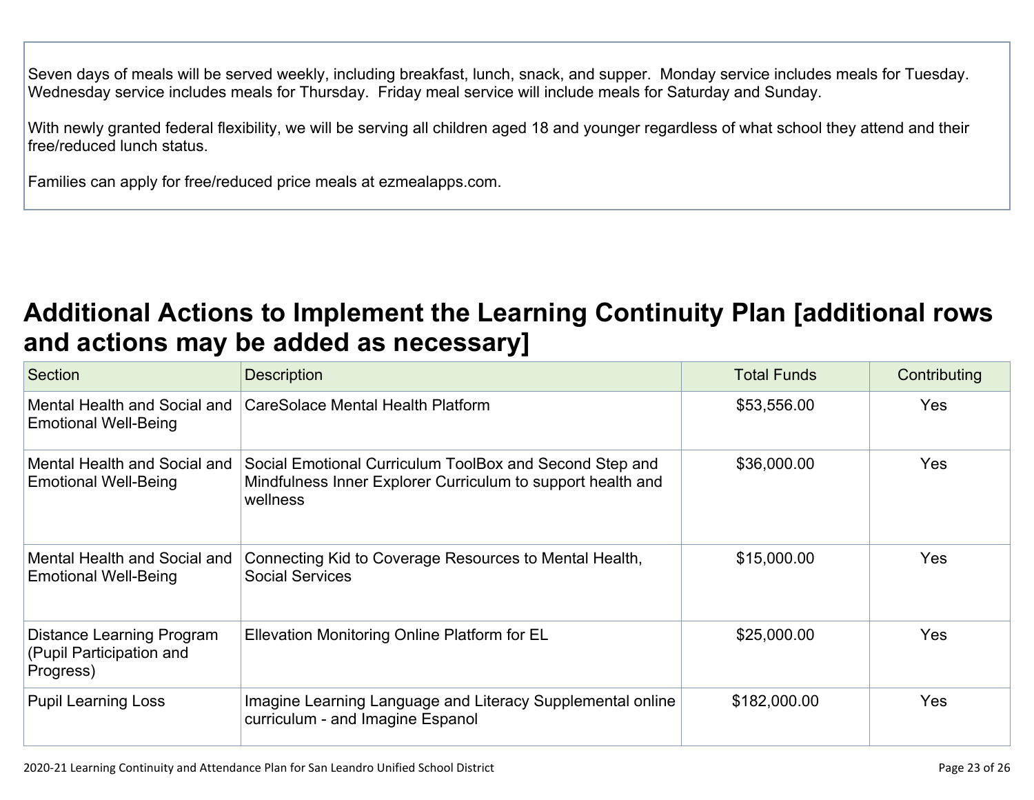Seven days of meals will be served weekly, including breakfast, lunch, snack, and supper. Monday service includes meals for Tuesday. Wednesday service includes meals for Thursday. Friday meal service will include meals for Saturday and Sunday.

With newly granted federal flexibility, we will be serving all children aged 18 and younger regardless of what school they attend and their free/reduced lunch status.

Families can apply for free/reduced price meals at ezmealapps.com.

## Additional Actions to Implement the Learning Continuity Plan [additional rows and actions may be added as necessary]

| Section | Description | Total Funds | Contributing |
|---|---|---|---|
| Mental Health and Social and Emotional Well-Being | CareSolace Mental Health Platform | $53,556.00 | Yes |
| Mental Health and Social and Emotional Well-Being | Social Emotional Curriculum ToolBox and Second Step and Mindfulness Inner Explorer Curriculum to support health and wellness | $36,000.00 | Yes |
| Mental Health and Social and Emotional Well-Being | Connecting Kid to Coverage Resources to Mental Health, Social Services | $15,000.00 | Yes |
| Distance Learning Program (Pupil Participation and Progress) | Ellevation Monitoring Online Platform for EL | $25,000.00 | Yes |
| Pupil Learning Loss | Imagine Learning Language and Literacy Supplemental online curriculum - and Imagine Espanol | $182,000.00 | Yes |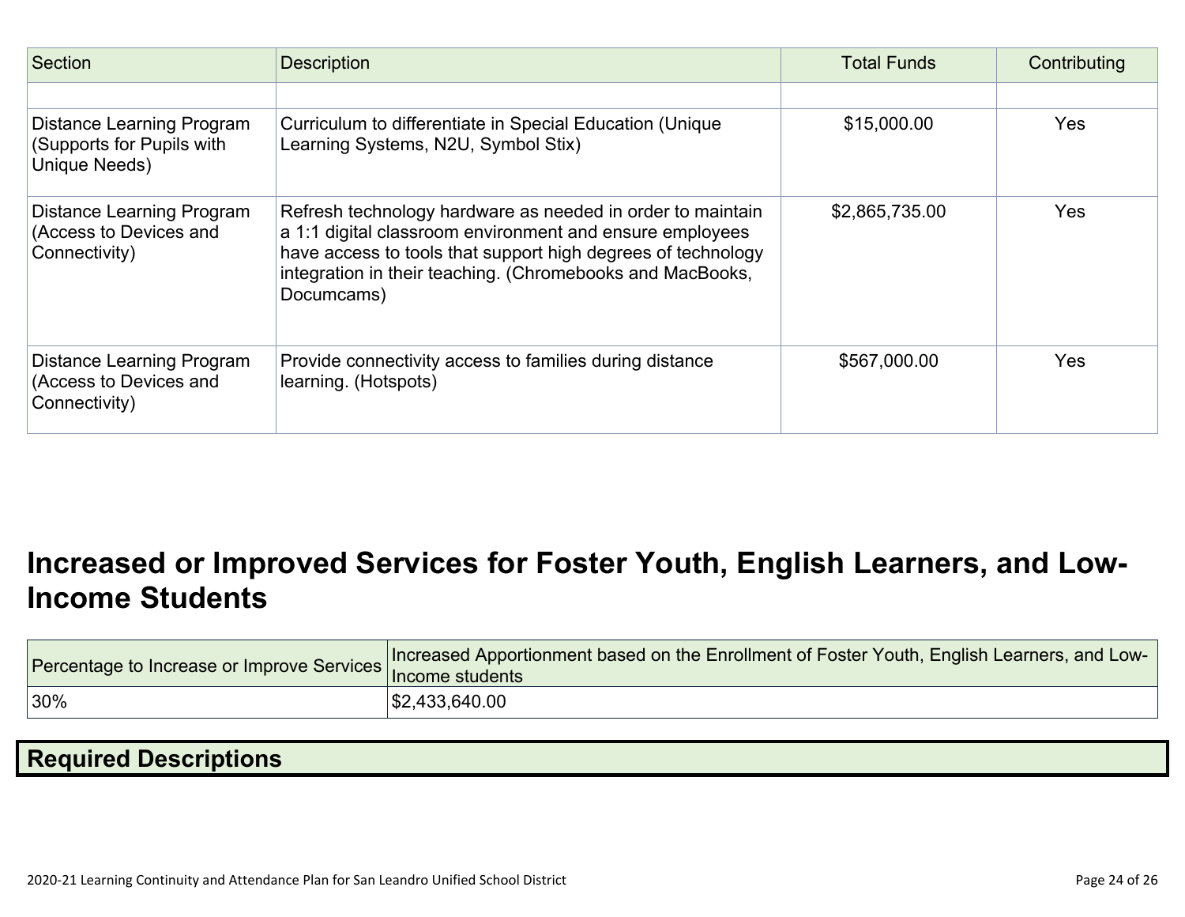| Section | Description | Total Funds | Contributing |
|---|---|---|---|
| | | | |
| Distance Learning Program (Supports for Pupils with Unique Needs) | Curriculum to differentiate in Special Education (Unique Learning Systems, N2U, Symbol Stix) | $15,000.00 | Yes |
| Distance Learning Program (Access to Devices and Connectivity) | Refresh technology hardware as needed in order to maintain a 1:1 digital classroom environment and ensure employees have access to tools that support high degrees of technology integration in their teaching. (Chromebooks and MacBooks, Documcams) | $2,865,735.00 | Yes |
| Distance Learning Program (Access to Devices and Connectivity) | Provide connectivity access to families during distance learning. (Hotspots) | $567,000.00 | Yes |

# Increased or Improved Services for Foster Youth, English Learners, and Low-Income Students

| Percentage to Increase or Improve Services | Increased Apportionment based on the Enrollment of Foster Youth, English Learners, and Low-Income students |
|---|---|
| 30% | $2,433,640.00 |

## Required Descriptions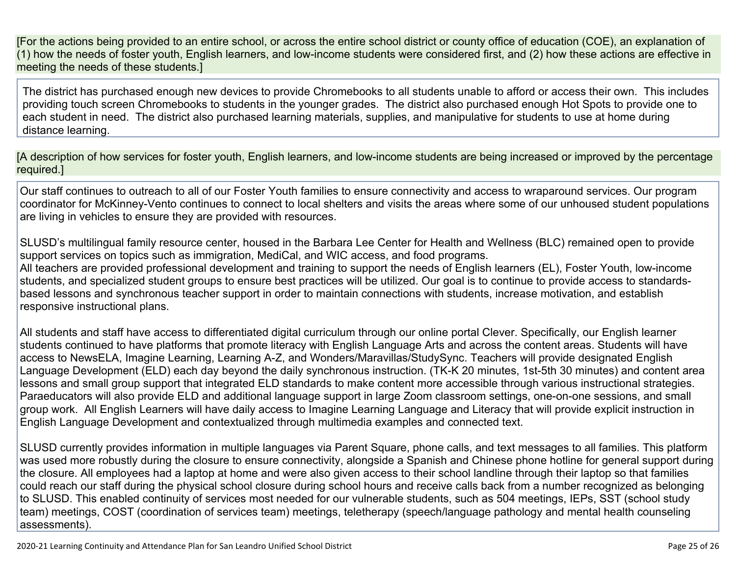[For the actions being provided to an entire school, or across the entire school district or county office of education (COE), an explanation of (1) how the needs of foster youth, English learners, and low-income students were considered first, and (2) how these actions are effective in meeting the needs of these students.]

The district has purchased enough new devices to provide Chromebooks to all students unable to afford or access their own. This includes providing touch screen Chromebooks to students in the younger grades. The district also purchased enough Hot Spots to provide one to each student in need. The district also purchased learning materials, supplies, and manipulative for students to use at home during distance learning.

[A description of how services for foster youth, English learners, and low-income students are being increased or improved by the percentage required.]

Our staff continues to outreach to all of our Foster Youth families to ensure connectivity and access to wraparound services. Our program coordinator for McKinney-Vento continues to connect to local shelters and visits the areas where some of our unhoused student populations are living in vehicles to ensure they are provided with resources.

SLUSD's multilingual family resource center, housed in the Barbara Lee Center for Health and Wellness (BLC) remained open to provide support services on topics such as immigration, MediCal, and WIC access, and food programs.
All teachers are provided professional development and training to support the needs of English learners (EL), Foster Youth, low-income students, and specialized student groups to ensure best practices will be utilized. Our goal is to continue to provide access to standards-based lessons and synchronous teacher support in order to maintain connections with students, increase motivation, and establish responsive instructional plans.

All students and staff have access to differentiated digital curriculum through our online portal Clever. Specifically, our English learner students continued to have platforms that promote literacy with English Language Arts and across the content areas. Students will have access to NewsELA, Imagine Learning, Learning A-Z, and Wonders/Maravillas/StudySync. Teachers will provide designated English Language Development (ELD) each day beyond the daily synchronous instruction. (TK-K 20 minutes, 1st-5th 30 minutes) and content area lessons and small group support that integrated ELD standards to make content more accessible through various instructional strategies. Paraeducators will also provide ELD and additional language support in large Zoom classroom settings, one-on-one sessions, and small group work. All English Learners will have daily access to Imagine Learning Language and Literacy that will provide explicit instruction in English Language Development and contextualized through multimedia examples and connected text.

SLUSD currently provides information in multiple languages via Parent Square, phone calls, and text messages to all families. This platform was used more robustly during the closure to ensure connectivity, alongside a Spanish and Chinese phone hotline for general support during the closure. All employees had a laptop at home and were also given access to their school landline through their laptop so that families could reach our staff during the physical school closure during school hours and receive calls back from a number recognized as belonging to SLUSD. This enabled continuity of services most needed for our vulnerable students, such as 504 meetings, IEPs, SST (school study team) meetings, COST (coordination of services team) meetings, teletherapy (speech/language pathology and mental health counseling assessments).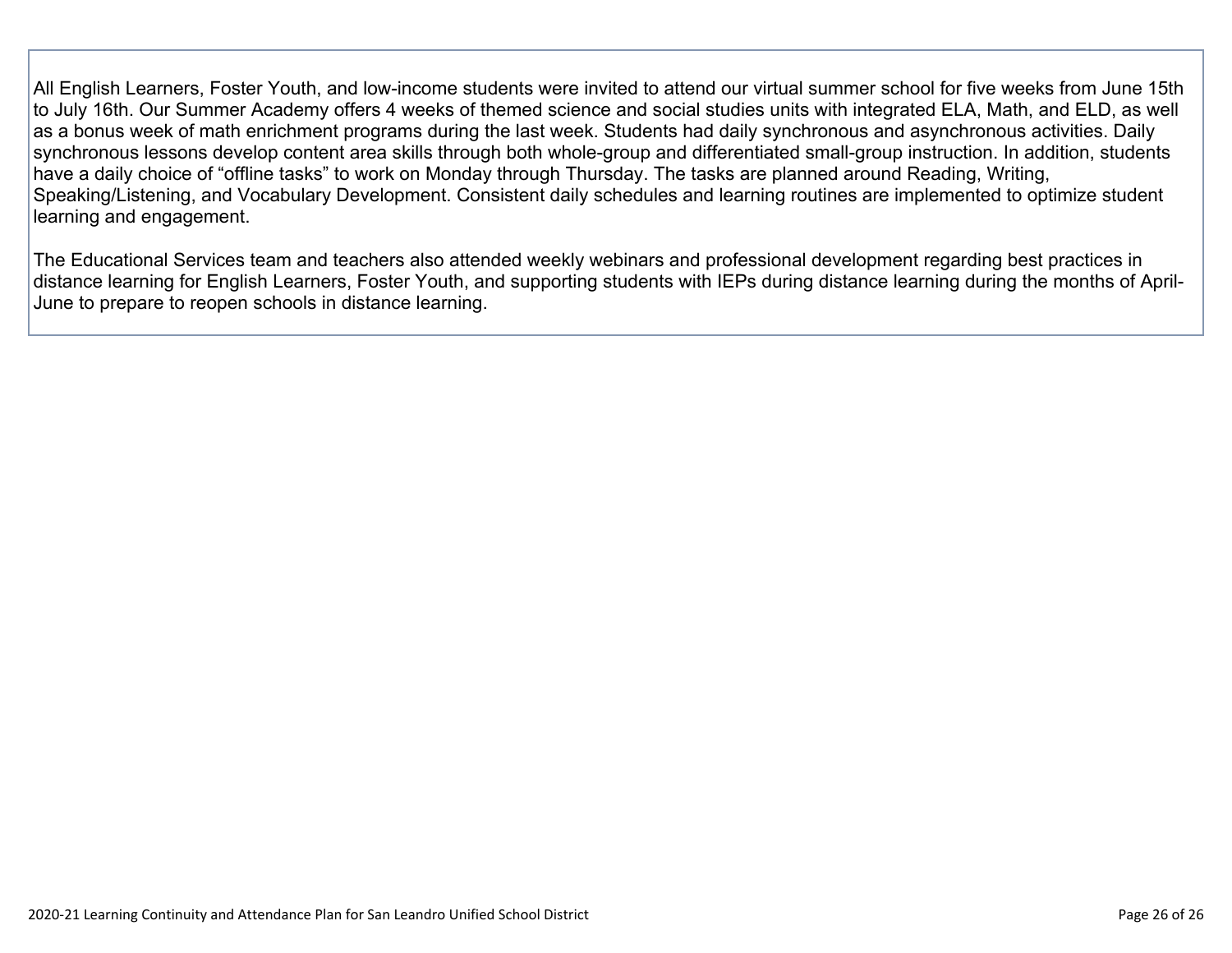All English Learners, Foster Youth, and low-income students were invited to attend our virtual summer school for five weeks from June 15th to July 16th. Our Summer Academy offers 4 weeks of themed science and social studies units with integrated ELA, Math, and ELD, as well as a bonus week of math enrichment programs during the last week. Students had daily synchronous and asynchronous activities. Daily synchronous lessons develop content area skills through both whole-group and differentiated small-group instruction. In addition, students have a daily choice of “offline tasks” to work on Monday through Thursday. The tasks are planned around Reading, Writing, Speaking/Listening, and Vocabulary Development. Consistent daily schedules and learning routines are implemented to optimize student learning and engagement.

The Educational Services team and teachers also attended weekly webinars and professional development regarding best practices in distance learning for English Learners, Foster Youth, and supporting students with IEPs during distance learning during the months of April-June to prepare to reopen schools in distance learning.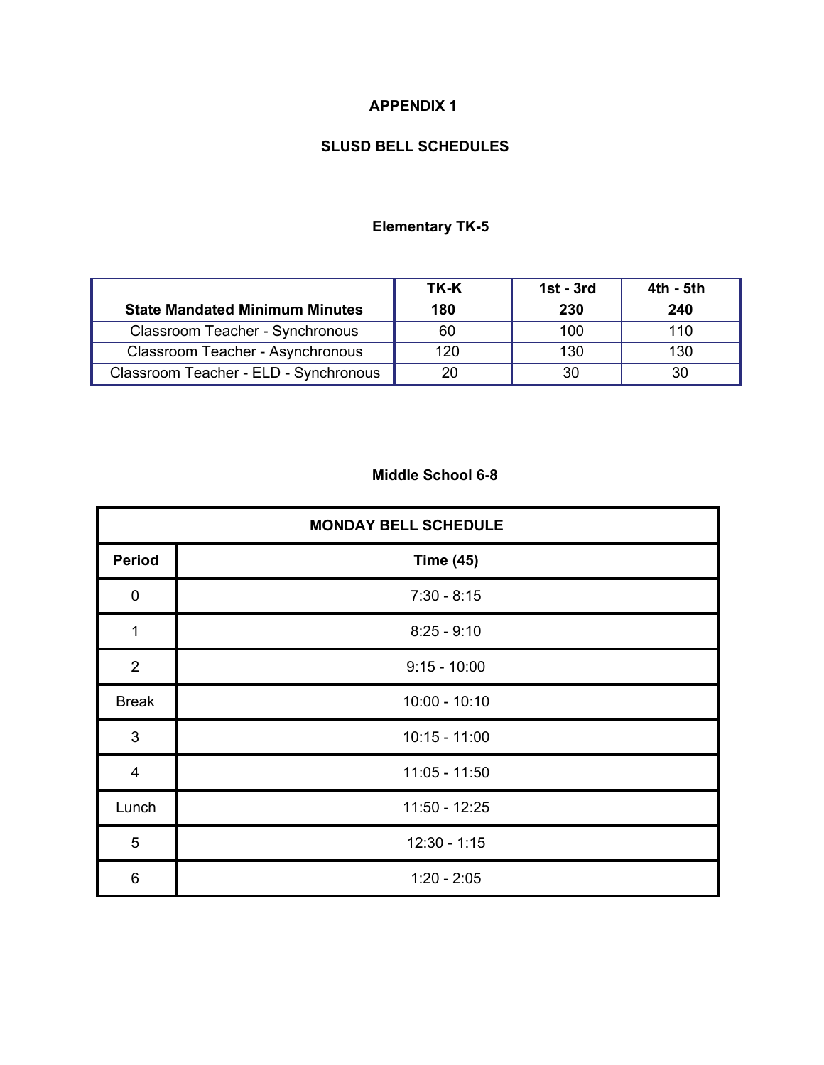# APPENDIX 1

## SLUSD BELL SCHEDULES

### Elementary TK-5

| | TK-K | 1st - 3rd | 4th - 5th |
|---|---|---|---|
| **State Mandated Minimum Minutes** | **180** | **230** | **240** |
| Classroom Teacher - Synchronous | 60 | 100 | 110 |
| Classroom Teacher - Asynchronous | 120 | 130 | 130 |
| Classroom Teacher - ELD - Synchronous | 20 | 30 | 30 |

### Middle School 6-8

| MONDAY BELL SCHEDULE | |
|---|---|
| **Period** | **Time (45)** |
| 0 | 7:30 - 8:15 |
| 1 | 8:25 - 9:10 |
| 2 | 9:15 - 10:00 |
| Break | 10:00 - 10:10 |
| 3 | 10:15 - 11:00 |
| 4 | 11:05 - 11:50 |
| Lunch | 11:50 - 12:25 |
| 5 | 12:30 - 1:15 |
| 6 | 1:20 - 2:05 |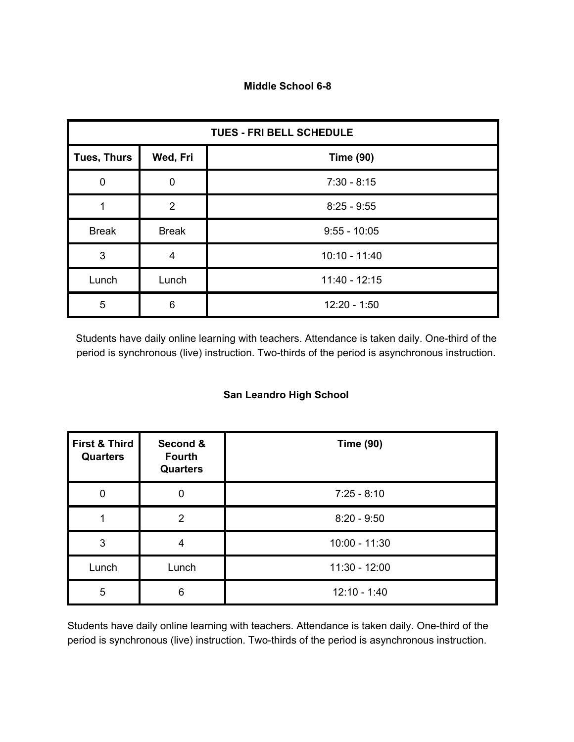## Middle School 6-8

| TUES - FRI BELL SCHEDULE | | |
|---|---|---|
| **Tues, Thurs** | **Wed, Fri** | **Time (90)** |
| 0 | 0 | 7:30 - 8:15 |
| 1 | 2 | 8:25 - 9:55 |
| Break | Break | 9:55 - 10:05 |
| 3 | 4 | 10:10 - 11:40 |
| Lunch | Lunch | 11:40 - 12:15 |
| 5 | 6 | 12:20 - 1:50 |

Students have daily online learning with teachers. Attendance is taken daily. One-third of the period is synchronous (live) instruction. Two-thirds of the period is asynchronous instruction.

## San Leandro High School

| First & Third Quarters | Second & Fourth Quarters | Time (90) |
|---|---|---|
| 0 | 0 | 7:25 - 8:10 |
| 1 | 2 | 8:20 - 9:50 |
| 3 | 4 | 10:00 - 11:30 |
| Lunch | Lunch | 11:30 - 12:00 |
| 5 | 6 | 12:10 - 1:40 |

Students have daily online learning with teachers. Attendance is taken daily. One-third of the period is synchronous (live) instruction. Two-thirds of the period is asynchronous instruction.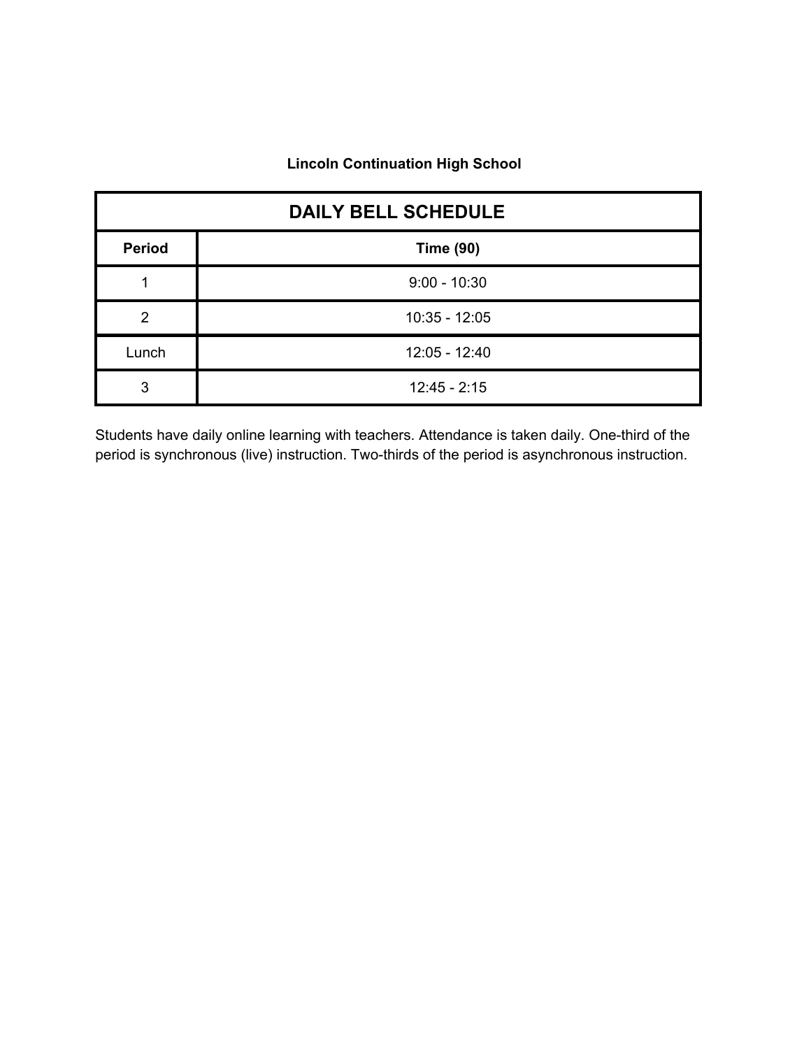**Lincoln Continuation High School**

| DAILY BELL SCHEDULE | |
|---|---|
| **Period** | **Time (90)** |
| 1 | 9:00 - 10:30 |
| 2 | 10:35 - 12:05 |
| Lunch | 12:05 - 12:40 |
| 3 | 12:45 - 2:15 |

Students have daily online learning with teachers. Attendance is taken daily. One-third of the period is synchronous (live) instruction. Two-thirds of the period is asynchronous instruction.